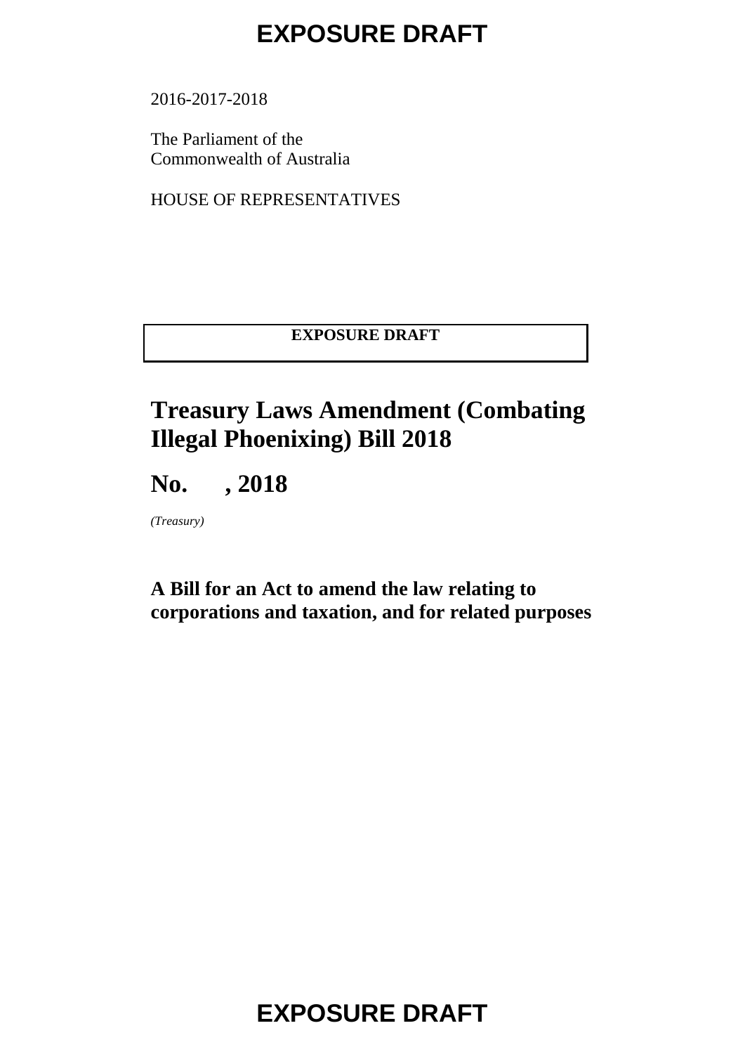EXPOSURE DRAFT

2016-2017-2018

The Parliament of the Commonwealth of Australia

HOUSE OF REPRESENTATIVES

**EXPOSURE DRAFT**

# Treasury Laws Amendment (Combating Illegal Phoenixing) Bill 2018

## No. , 2018

*(Treasury)*

### A Bill for an Act to amend the law relating to corporations and taxation, and for related purposes

EXPOSURE DRAFT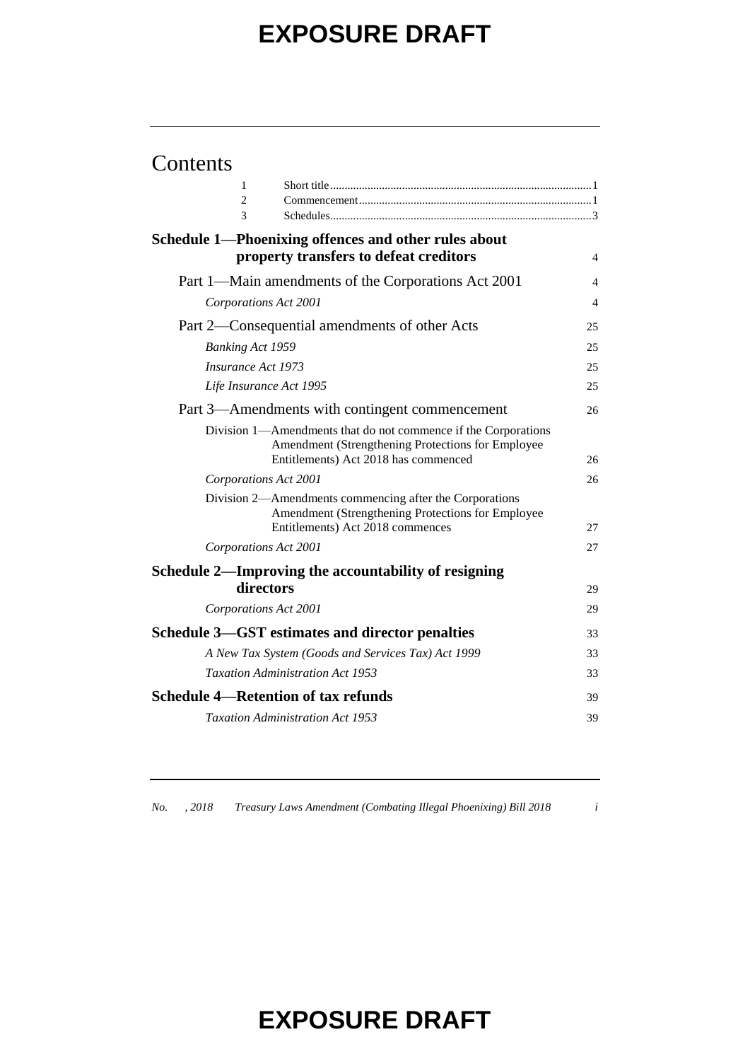# Contents

1 Short title ... 1
2 Commencement ... 1
3 Schedules ... 3

**Schedule 1—Phoenixing offences and other rules about property transfers to defeat creditors** 4

Part 1—Main amendments of the Corporations Act 2001 4

*Corporations Act 2001* 4

Part 2—Consequential amendments of other Acts 25

*Banking Act 1959* 25

*Insurance Act 1973* 25

*Life Insurance Act 1995* 25

Part 3—Amendments with contingent commencement 26

Division 1—Amendments that do not commence if the Corporations Amendment (Strengthening Protections for Employee Entitlements) Act 2018 has commenced 26

*Corporations Act 2001* 26

Division 2—Amendments commencing after the Corporations Amendment (Strengthening Protections for Employee Entitlements) Act 2018 commences 27

*Corporations Act 2001* 27

**Schedule 2—Improving the accountability of resigning directors** 29

*Corporations Act 2001* 29

**Schedule 3—GST estimates and director penalties** 33

*A New Tax System (Goods and Services Tax) Act 1999* 33

*Taxation Administration Act 1953* 33

**Schedule 4—Retention of tax refunds** 39

*Taxation Administration Act 1953* 39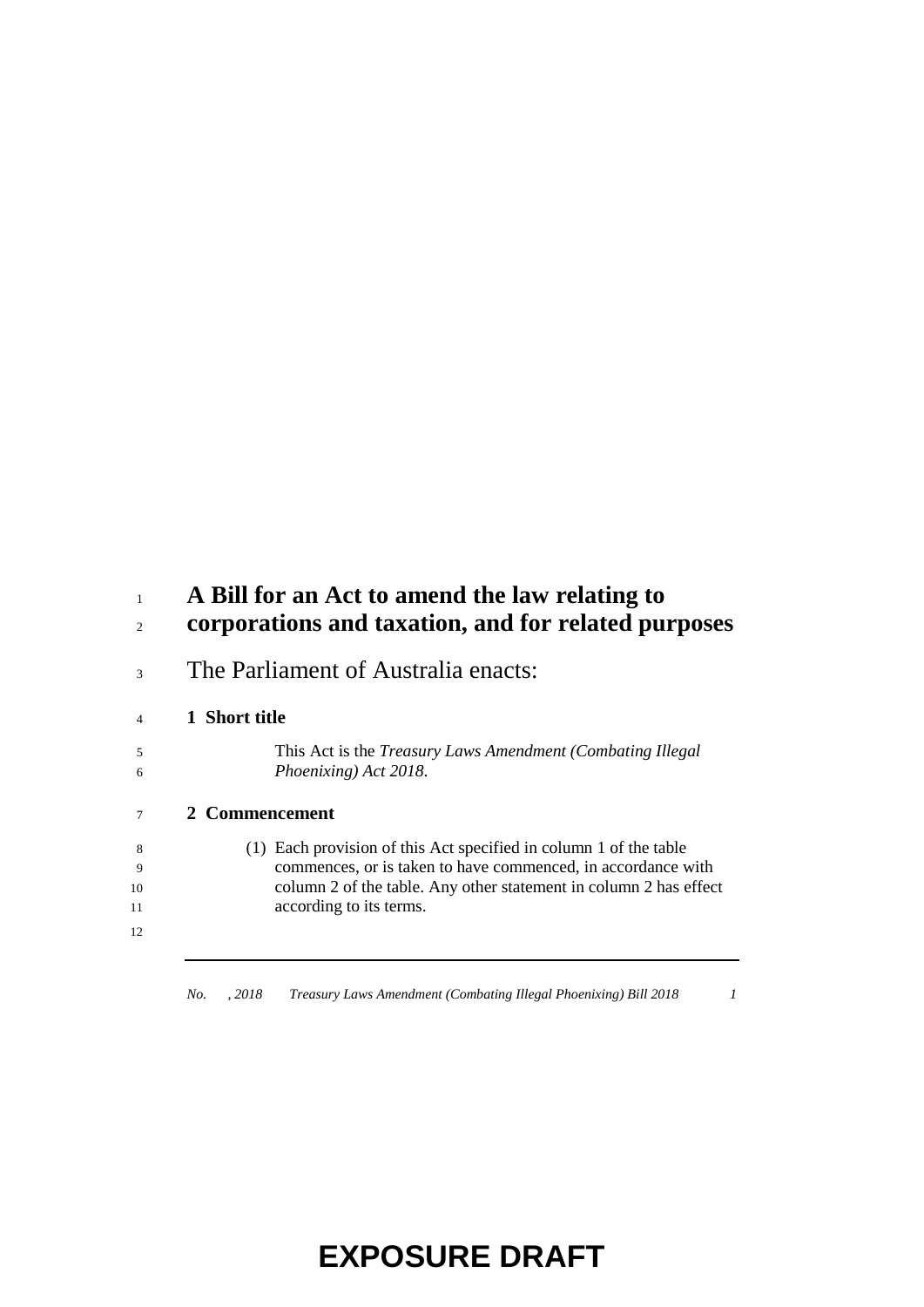# A Bill for an Act to amend the law relating to corporations and taxation, and for related purposes

The Parliament of Australia enacts:

## 1 Short title

This Act is the *Treasury Laws Amendment (Combating Illegal Phoenixing) Act 2018*.

## 2 Commencement

(1) Each provision of this Act specified in column 1 of the table commences, or is taken to have commenced, in accordance with column 2 of the table. Any other statement in column 2 has effect according to its terms.

**EXPOSURE DRAFT**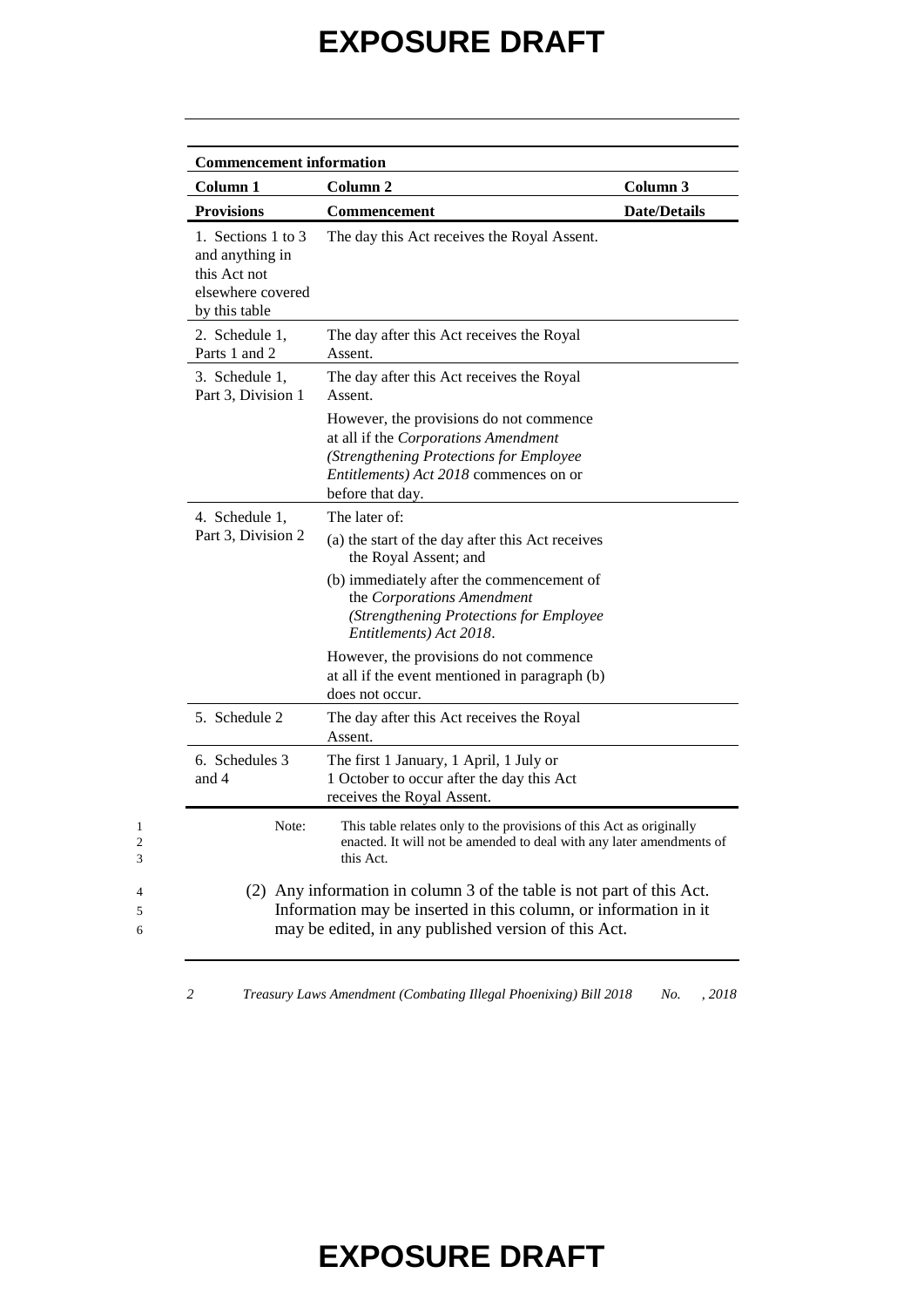| Commencement information | | |
|---|---|---|
| **Column 1** | **Column 2** | **Column 3** |
| **Provisions** | **Commencement** | **Date/Details** |
| 1. Sections 1 to 3 and anything in this Act not elsewhere covered by this table | The day this Act receives the Royal Assent. | |
| 2. Schedule 1, Parts 1 and 2 | The day after this Act receives the Royal Assent. | |
| 3. Schedule 1, Part 3, Division 1 | The day after this Act receives the Royal Assent.<br>However, the provisions do not commence at all if the *Corporations Amendment (Strengthening Protections for Employee Entitlements) Act 2018* commences on or before that day. | |
| 4. Schedule 1, Part 3, Division 2 | The later of:<br>(a) the start of the day after this Act receives the Royal Assent; and<br>(b) immediately after the commencement of the *Corporations Amendment (Strengthening Protections for Employee Entitlements) Act 2018*.<br>However, the provisions do not commence at all if the event mentioned in paragraph (b) does not occur. | |
| 5. Schedule 2 | The day after this Act receives the Royal Assent. | |
| 6. Schedules 3 and 4 | The first 1 January, 1 April, 1 July or 1 October to occur after the day this Act receives the Royal Assent. | |

Note: This table relates only to the provisions of this Act as originally enacted. It will not be amended to deal with any later amendments of this Act.

(2) Any information in column 3 of the table is not part of this Act. Information may be inserted in this column, or information in it may be edited, in any published version of this Act.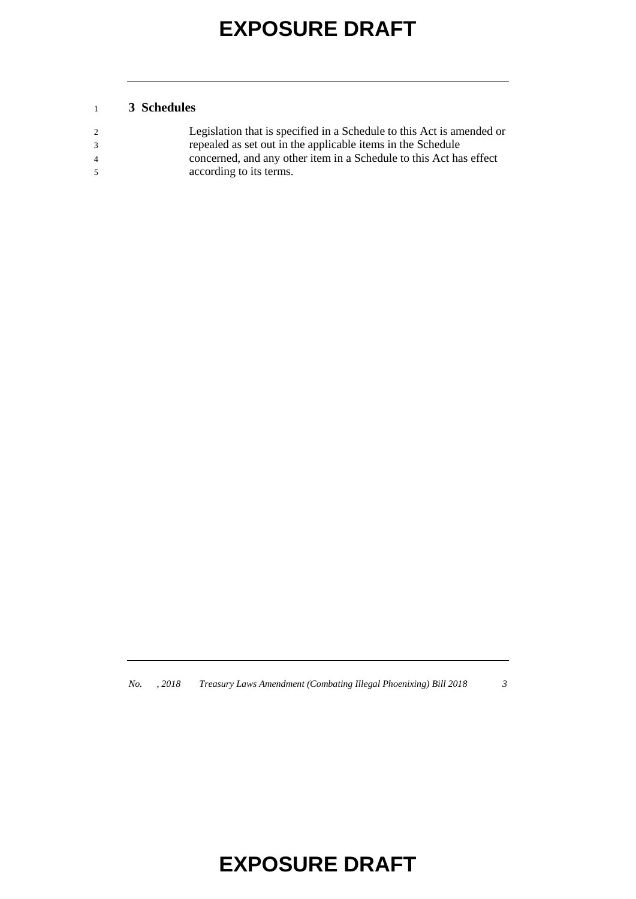## 3 Schedules

Legislation that is specified in a Schedule to this Act is amended or repealed as set out in the applicable items in the Schedule concerned, and any other item in a Schedule to this Act has effect according to its terms.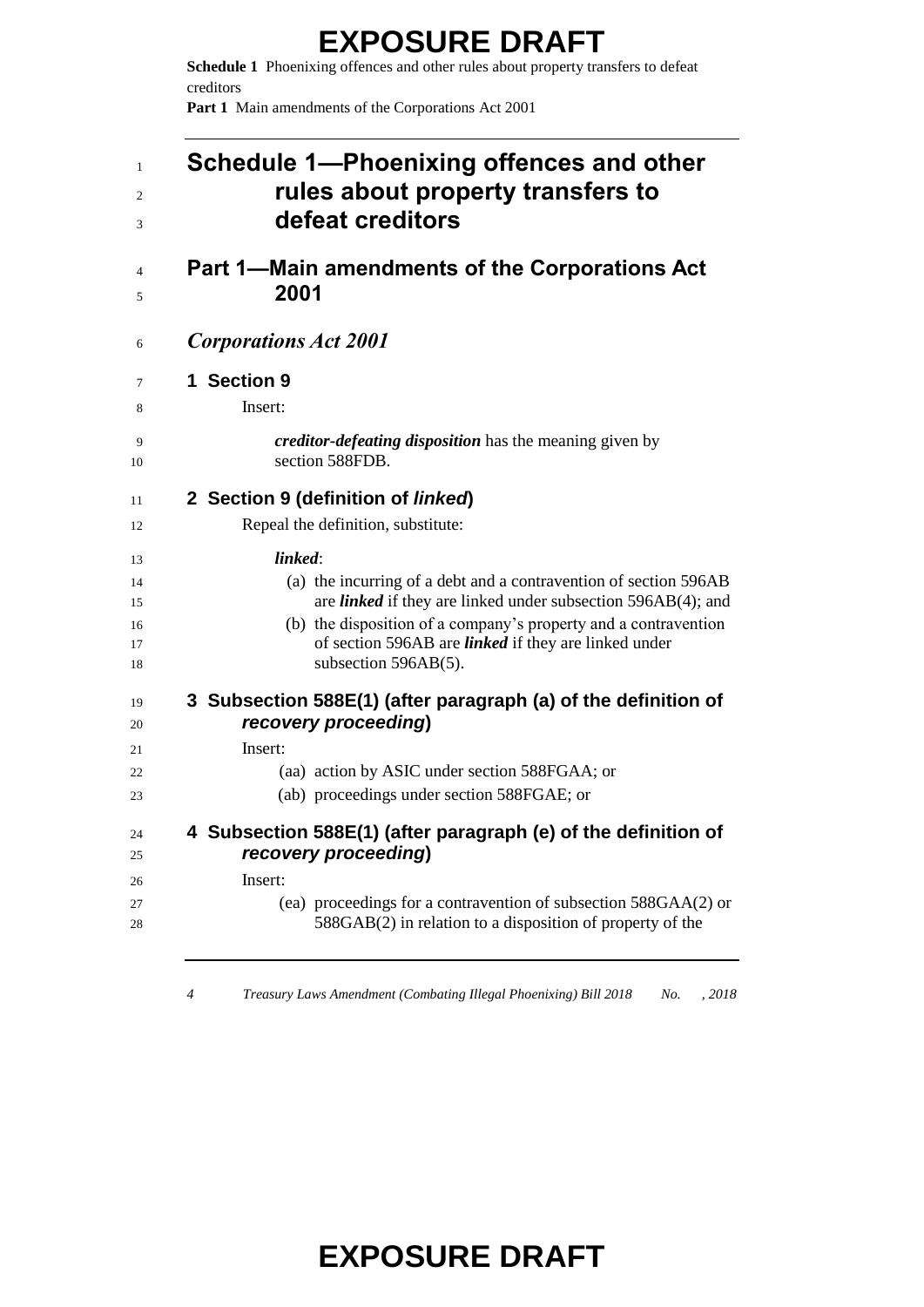# Schedule 1—Phoenixing offences and other rules about property transfers to defeat creditors

## Part 1—Main amendments of the Corporations Act 2001

### *Corporations Act 2001*

#### 1 Section 9

Insert:

> ***creditor-defeating disposition*** has the meaning given by section 588FDB.

#### 2 Section 9 (definition of *linked*)

Repeal the definition, substitute:

> ***linked***:
>
> (a) the incurring of a debt and a contravention of section 596AB are ***linked*** if they are linked under subsection 596AB(4); and
>
> (b) the disposition of a company's property and a contravention of section 596AB are ***linked*** if they are linked under subsection 596AB(5).

#### 3 Subsection 588E(1) (after paragraph (a) of the definition of *recovery proceeding*)

Insert:

> (aa) action by ASIC under section 588FGAA; or
>
> (ab) proceedings under section 588FGAE; or

#### 4 Subsection 588E(1) (after paragraph (e) of the definition of *recovery proceeding*)

Insert:

> (ea) proceedings for a contravention of subsection 588GAA(2) or 588GAB(2) in relation to a disposition of property of the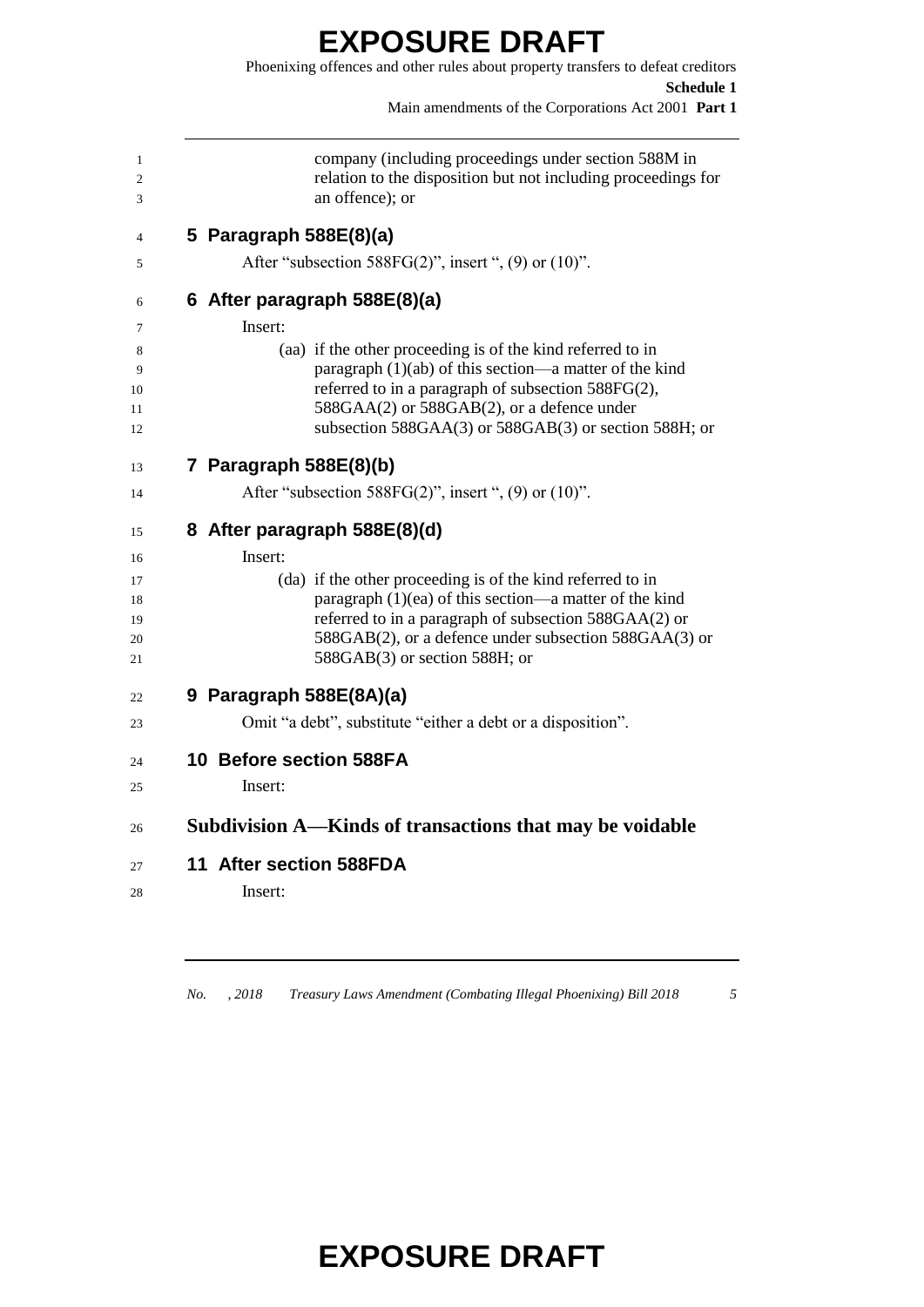company (including proceedings under section 588M in relation to the disposition but not including proceedings for an offence); or

## 5 Paragraph 588E(8)(a)

After "subsection 588FG(2)", insert ", (9) or (10)".

## 6 After paragraph 588E(8)(a)

Insert:

(aa) if the other proceeding is of the kind referred to in paragraph (1)(ab) of this section—a matter of the kind referred to in a paragraph of subsection 588FG(2), 588GAA(2) or 588GAB(2), or a defence under subsection 588GAA(3) or 588GAB(3) or section 588H; or

## 7 Paragraph 588E(8)(b)

After "subsection 588FG(2)", insert ", (9) or (10)".

## 8 After paragraph 588E(8)(d)

Insert:

(da) if the other proceeding is of the kind referred to in paragraph (1)(ea) of this section—a matter of the kind referred to in a paragraph of subsection 588GAA(2) or 588GAB(2), or a defence under subsection 588GAA(3) or 588GAB(3) or section 588H; or

## 9 Paragraph 588E(8A)(a)

Omit "a debt", substitute "either a debt or a disposition".

## 10 Before section 588FA

Insert:

# Subdivision A—Kinds of transactions that may be voidable

## 11 After section 588FDA

Insert: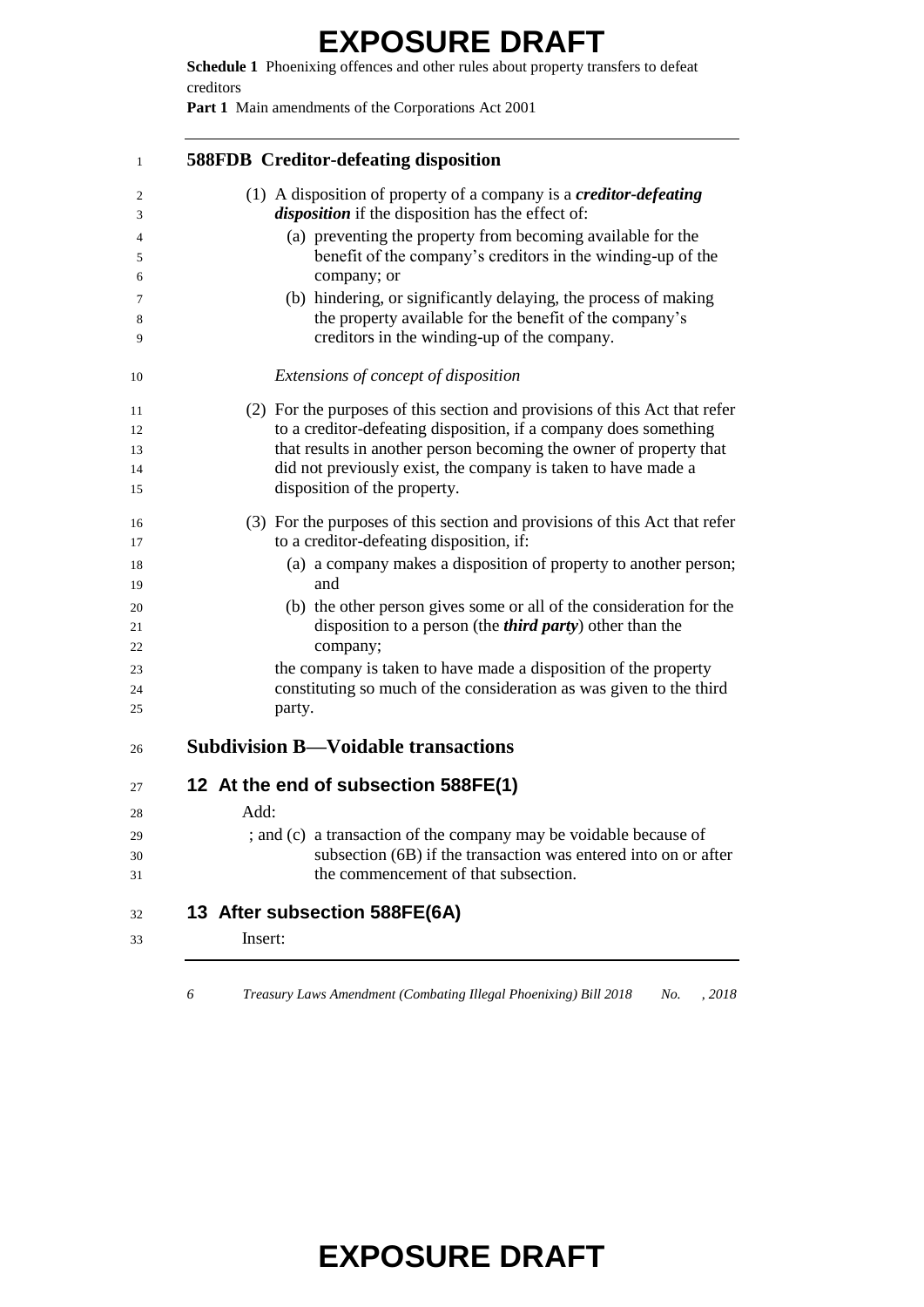**588FDB Creditor-defeating disposition**

(1) A disposition of property of a company is a ***creditor-defeating disposition*** if the disposition has the effect of:

(a) preventing the property from becoming available for the benefit of the company's creditors in the winding-up of the company; or

(b) hindering, or significantly delaying, the process of making the property available for the benefit of the company's creditors in the winding-up of the company.

*Extensions of concept of disposition*

(2) For the purposes of this section and provisions of this Act that refer to a creditor-defeating disposition, if a company does something that results in another person becoming the owner of property that did not previously exist, the company is taken to have made a disposition of the property.

(3) For the purposes of this section and provisions of this Act that refer to a creditor-defeating disposition, if:

(a) a company makes a disposition of property to another person; and

(b) the other person gives some or all of the consideration for the disposition to a person (the ***third party***) other than the company;

the company is taken to have made a disposition of the property constituting so much of the consideration as was given to the third party.

## Subdivision B—Voidable transactions

### 12 At the end of subsection 588FE(1)

Add:

; and (c) a transaction of the company may be voidable because of subsection (6B) if the transaction was entered into on or after the commencement of that subsection.

### 13 After subsection 588FE(6A)

Insert: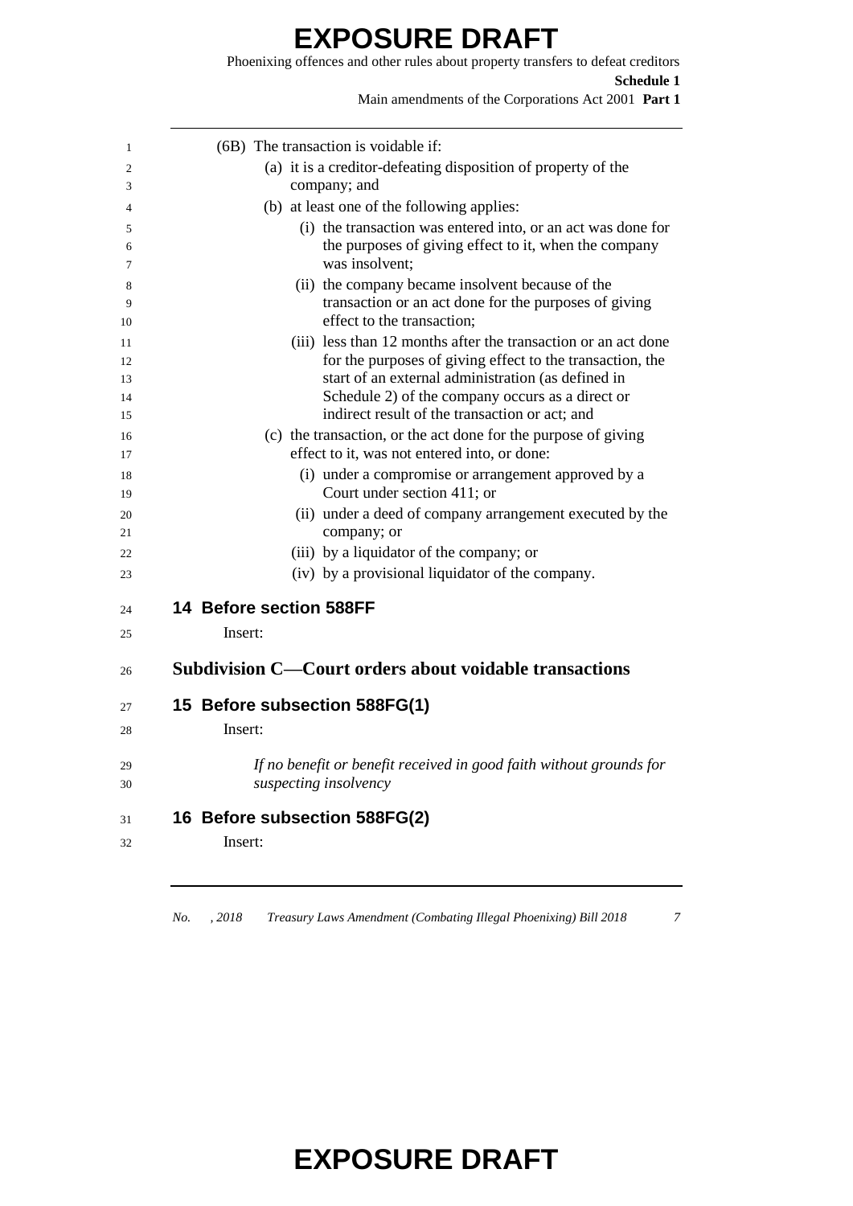(6B) The transaction is voidable if:

(a) it is a creditor-defeating disposition of property of the company; and

(b) at least one of the following applies:

(i) the transaction was entered into, or an act was done for the purposes of giving effect to it, when the company was insolvent;

(ii) the company became insolvent because of the transaction or an act done for the purposes of giving effect to the transaction;

(iii) less than 12 months after the transaction or an act done for the purposes of giving effect to the transaction, the start of an external administration (as defined in Schedule 2) of the company occurs as a direct or indirect result of the transaction or act; and

(c) the transaction, or the act done for the purpose of giving effect to it, was not entered into, or done:

(i) under a compromise or arrangement approved by a Court under section 411; or

(ii) under a deed of company arrangement executed by the company; or

(iii) by a liquidator of the company; or

(iv) by a provisional liquidator of the company.

### 14 Before section 588FF

Insert:

## Subdivision C—Court orders about voidable transactions

### 15 Before subsection 588FG(1)

Insert:

*If no benefit or benefit received in good faith without grounds for suspecting insolvency*

### 16 Before subsection 588FG(2)

Insert: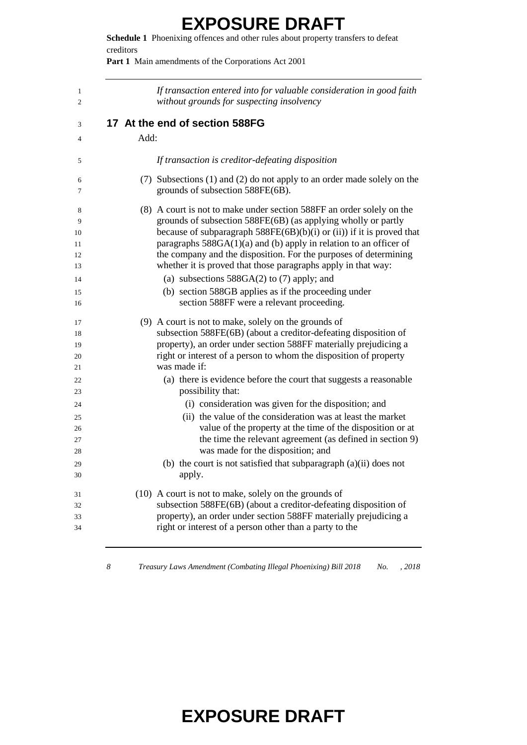*If transaction entered into for valuable consideration in good faith without grounds for suspecting insolvency*

## 17 At the end of section 588FG

Add:

*If transaction is creditor-defeating disposition*

(7) Subsections (1) and (2) do not apply to an order made solely on the grounds of subsection 588FE(6B).

(8) A court is not to make under section 588FF an order solely on the grounds of subsection 588FE(6B) (as applying wholly or partly because of subparagraph 588FE(6B)(b)(i) or (ii)) if it is proved that paragraphs 588GA(1)(a) and (b) apply in relation to an officer of the company and the disposition. For the purposes of determining whether it is proved that those paragraphs apply in that way:

- (a) subsections 588GA(2) to (7) apply; and
- (b) section 588GB applies as if the proceeding under section 588FF were a relevant proceeding.

(9) A court is not to make, solely on the grounds of subsection 588FE(6B) (about a creditor-defeating disposition of property), an order under section 588FF materially prejudicing a right or interest of a person to whom the disposition of property was made if:

- (a) there is evidence before the court that suggests a reasonable possibility that:
  - (i) consideration was given for the disposition; and
  - (ii) the value of the consideration was at least the market value of the property at the time of the disposition or at the time the relevant agreement (as defined in section 9) was made for the disposition; and
- (b) the court is not satisfied that subparagraph (a)(ii) does not apply.

(10) A court is not to make, solely on the grounds of subsection 588FE(6B) (about a creditor-defeating disposition of property), an order under section 588FF materially prejudicing a right or interest of a person other than a party to the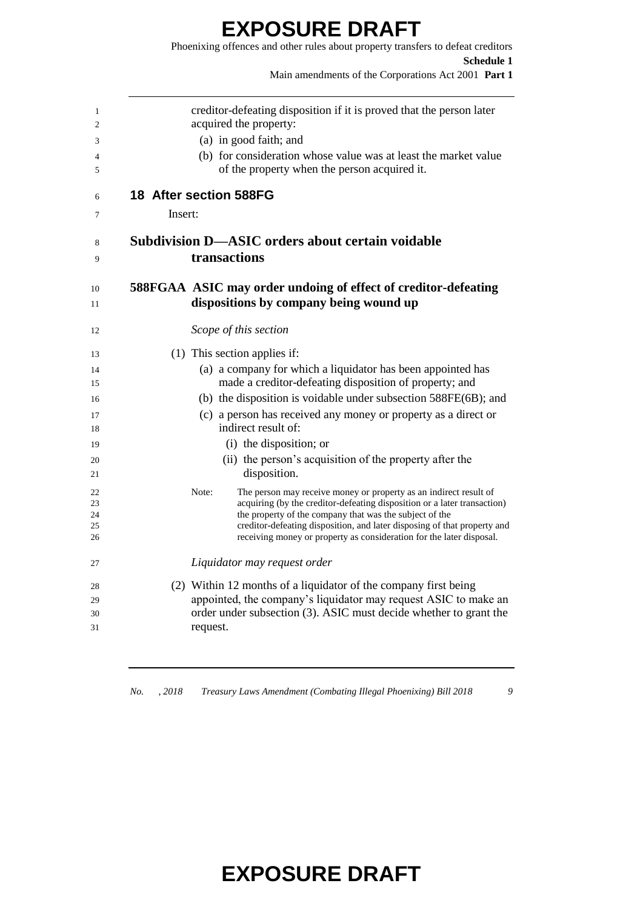creditor-defeating disposition if it is proved that the person later acquired the property:

(a) in good faith; and

(b) for consideration whose value was at least the market value of the property when the person acquired it.

## 18 After section 588FG

Insert:

### Subdivision D—ASIC orders about certain voidable transactions

#### 588FGAA ASIC may order undoing of effect of creditor-defeating dispositions by company being wound up

*Scope of this section*

(1) This section applies if:

(a) a company for which a liquidator has been appointed has made a creditor-defeating disposition of property; and

(b) the disposition is voidable under subsection 588FE(6B); and

(c) a person has received any money or property as a direct or indirect result of:

(i) the disposition; or

(ii) the person's acquisition of the property after the disposition.

Note: The person may receive money or property as an indirect result of acquiring (by the creditor-defeating disposition or a later transaction) the property of the company that was the subject of the creditor-defeating disposition, and later disposing of that property and receiving money or property as consideration for the later disposal.

*Liquidator may request order*

(2) Within 12 months of a liquidator of the company first being appointed, the company's liquidator may request ASIC to make an order under subsection (3). ASIC must decide whether to grant the request.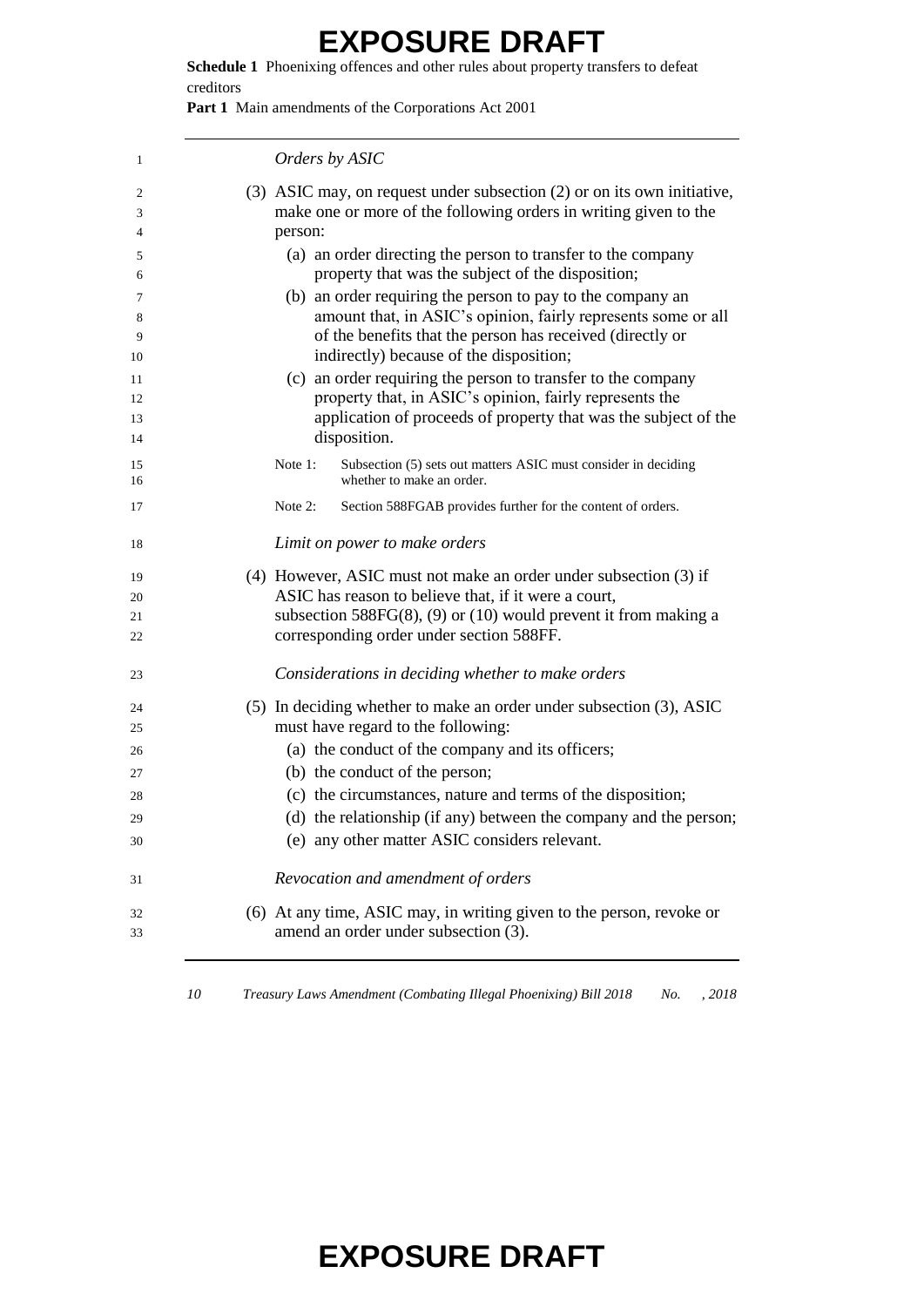*Orders by ASIC*

(3) ASIC may, on request under subsection (2) or on its own initiative, make one or more of the following orders in writing given to the person:

(a) an order directing the person to transfer to the company property that was the subject of the disposition;

(b) an order requiring the person to pay to the company an amount that, in ASIC's opinion, fairly represents some or all of the benefits that the person has received (directly or indirectly) because of the disposition;

(c) an order requiring the person to transfer to the company property that, in ASIC's opinion, fairly represents the application of proceeds of property that was the subject of the disposition.

Note 1: Subsection (5) sets out matters ASIC must consider in deciding whether to make an order.

Note 2: Section 588FGAB provides further for the content of orders.

*Limit on power to make orders*

(4) However, ASIC must not make an order under subsection (3) if ASIC has reason to believe that, if it were a court, subsection 588FG(8), (9) or (10) would prevent it from making a corresponding order under section 588FF.

*Considerations in deciding whether to make orders*

(5) In deciding whether to make an order under subsection (3), ASIC must have regard to the following:

(a) the conduct of the company and its officers;

(b) the conduct of the person;

(c) the circumstances, nature and terms of the disposition;

(d) the relationship (if any) between the company and the person;

(e) any other matter ASIC considers relevant.

*Revocation and amendment of orders*

(6) At any time, ASIC may, in writing given to the person, revoke or amend an order under subsection (3).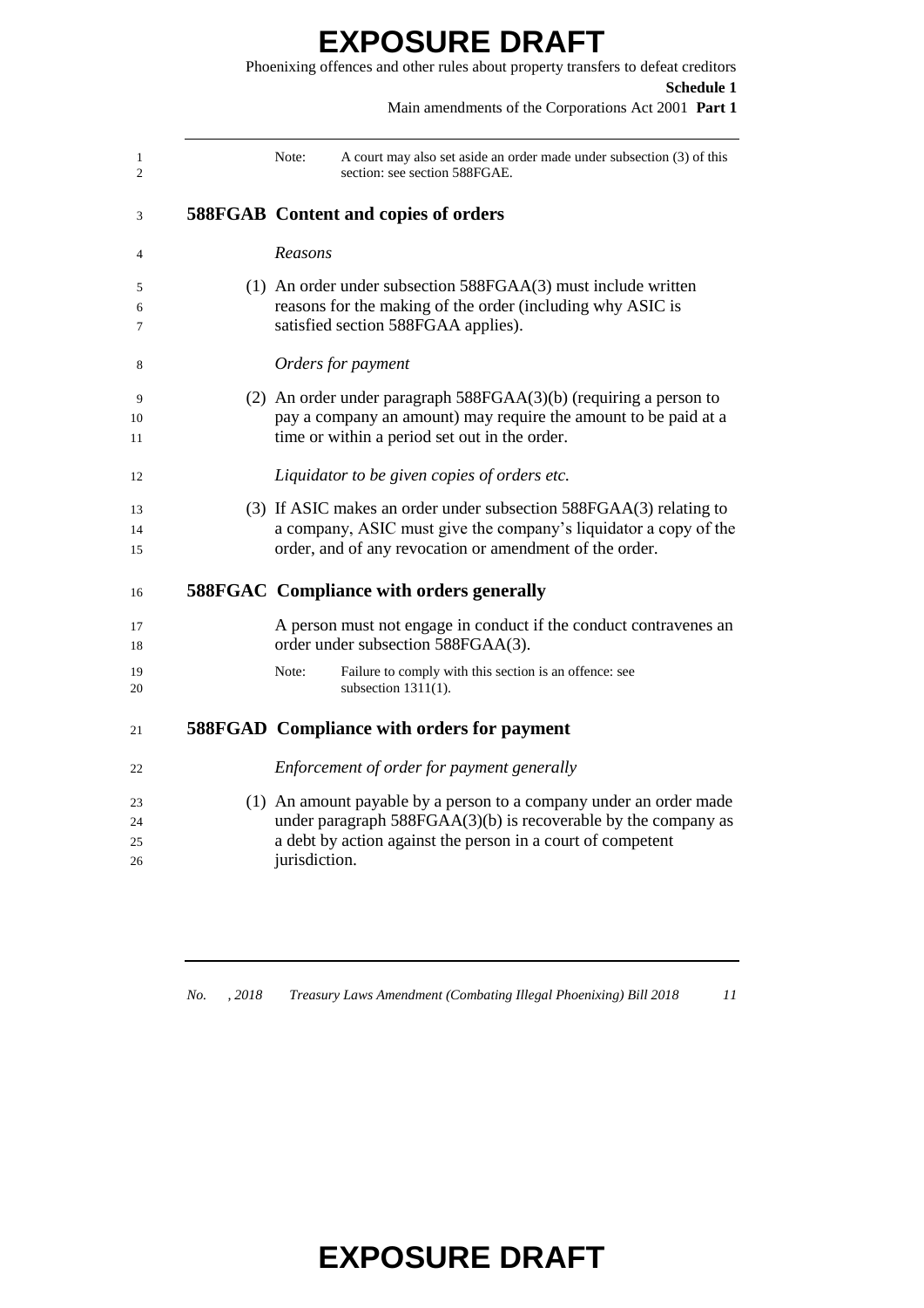Note: A court may also set aside an order made under subsection (3) of this section: see section 588FGAE.

### 588FGAB Content and copies of orders

*Reasons*

(1) An order under subsection 588FGAA(3) must include written reasons for the making of the order (including why ASIC is satisfied section 588FGAA applies).

*Orders for payment*

(2) An order under paragraph 588FGAA(3)(b) (requiring a person to pay a company an amount) may require the amount to be paid at a time or within a period set out in the order.

*Liquidator to be given copies of orders etc.*

(3) If ASIC makes an order under subsection 588FGAA(3) relating to a company, ASIC must give the company's liquidator a copy of the order, and of any revocation or amendment of the order.

### 588FGAC Compliance with orders generally

A person must not engage in conduct if the conduct contravenes an order under subsection 588FGAA(3).

Note: Failure to comply with this section is an offence: see subsection 1311(1).

### 588FGAD Compliance with orders for payment

*Enforcement of order for payment generally*

(1) An amount payable by a person to a company under an order made under paragraph 588FGAA(3)(b) is recoverable by the company as a debt by action against the person in a court of competent jurisdiction.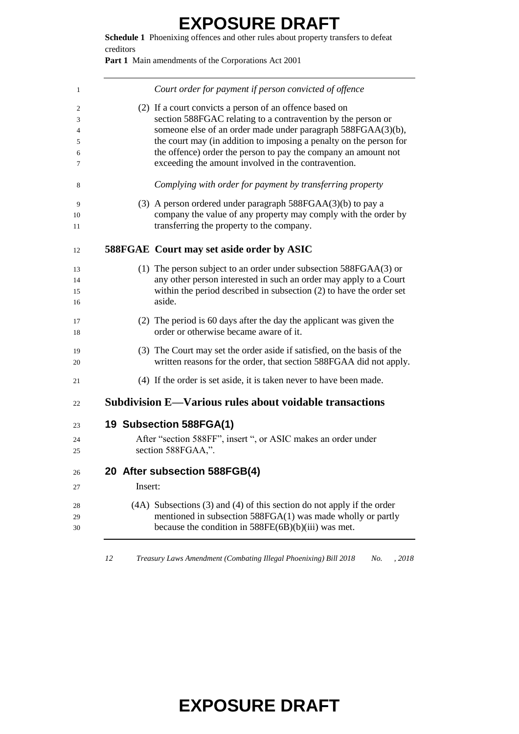*Court order for payment if person convicted of offence*

(2) If a court convicts a person of an offence based on section 588FGAC relating to a contravention by the person or someone else of an order made under paragraph 588FGAA(3)(b), the court may (in addition to imposing a penalty on the person for the offence) order the person to pay the company an amount not exceeding the amount involved in the contravention.

*Complying with order for payment by transferring property*

(3) A person ordered under paragraph 588FGAA(3)(b) to pay a company the value of any property may comply with the order by transferring the property to the company.

**588FGAE Court may set aside order by ASIC**

(1) The person subject to an order under subsection 588FGAA(3) or any other person interested in such an order may apply to a Court within the period described in subsection (2) to have the order set aside.

(2) The period is 60 days after the day the applicant was given the order or otherwise became aware of it.

(3) The Court may set the order aside if satisfied, on the basis of the written reasons for the order, that section 588FGAA did not apply.

(4) If the order is set aside, it is taken never to have been made.

## Subdivision E—Various rules about voidable transactions

### 19 Subsection 588FGA(1)

After "section 588FF", insert ", or ASIC makes an order under section 588FGAA,".

### 20 After subsection 588FGB(4)

Insert:

(4A) Subsections (3) and (4) of this section do not apply if the order mentioned in subsection 588FGA(1) was made wholly or partly because the condition in 588FE(6B)(b)(iii) was met.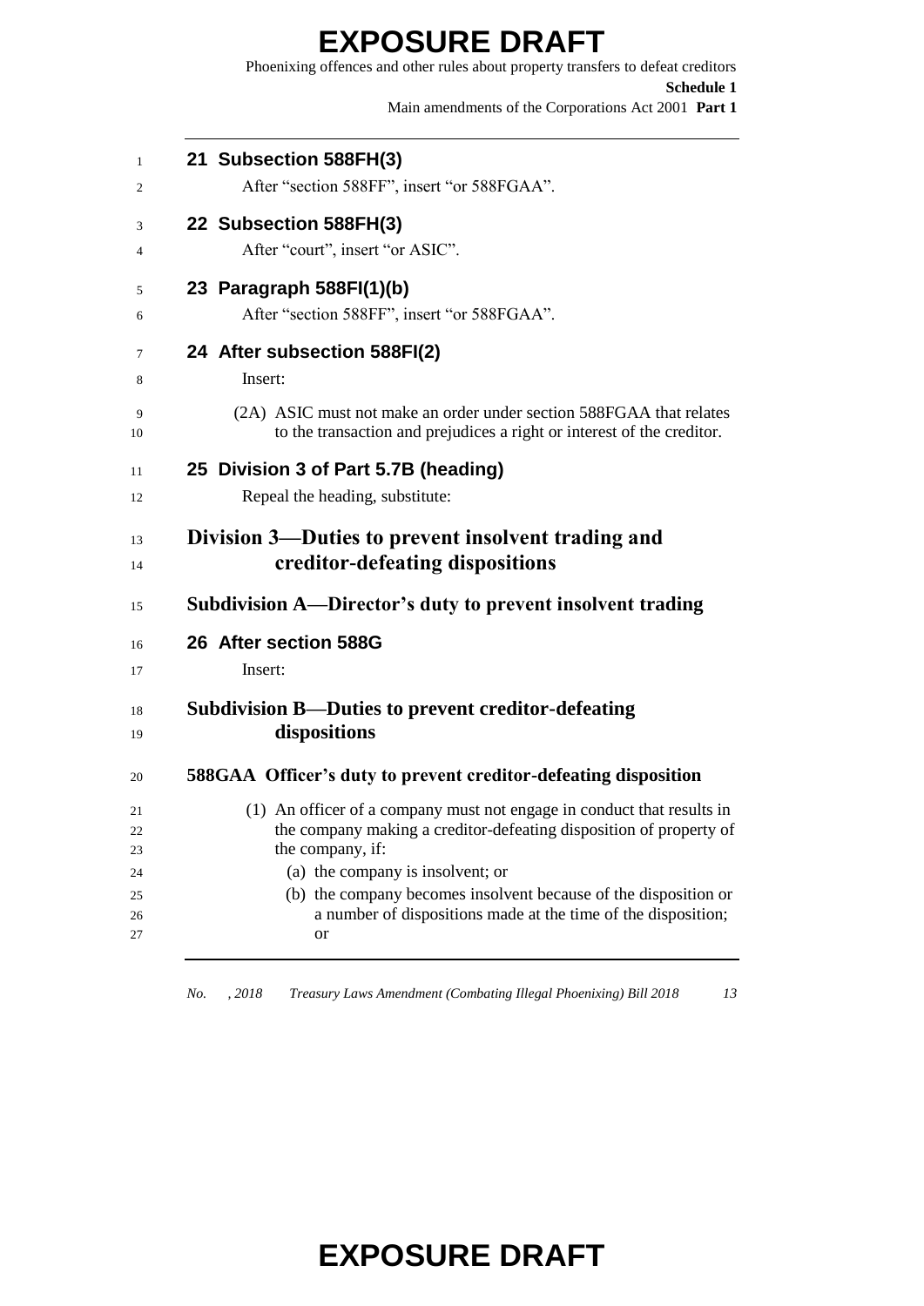**21 Subsection 588FH(3)**

After "section 588FF", insert "or 588FGAA".

**22 Subsection 588FH(3)**

After "court", insert "or ASIC".

**23 Paragraph 588FI(1)(b)**

After "section 588FF", insert "or 588FGAA".

**24 After subsection 588FI(2)**

Insert:

(2A) ASIC must not make an order under section 588FGAA that relates to the transaction and prejudices a right or interest of the creditor.

**25 Division 3 of Part 5.7B (heading)**

Repeal the heading, substitute:

## Division 3—Duties to prevent insolvent trading and creditor-defeating dispositions

### Subdivision A—Director's duty to prevent insolvent trading

**26 After section 588G**

Insert:

### Subdivision B—Duties to prevent creditor-defeating dispositions

#### 588GAA Officer's duty to prevent creditor-defeating disposition

(1) An officer of a company must not engage in conduct that results in the company making a creditor-defeating disposition of property of the company, if:

(a) the company is insolvent; or

(b) the company becomes insolvent because of the disposition or a number of dispositions made at the time of the disposition; or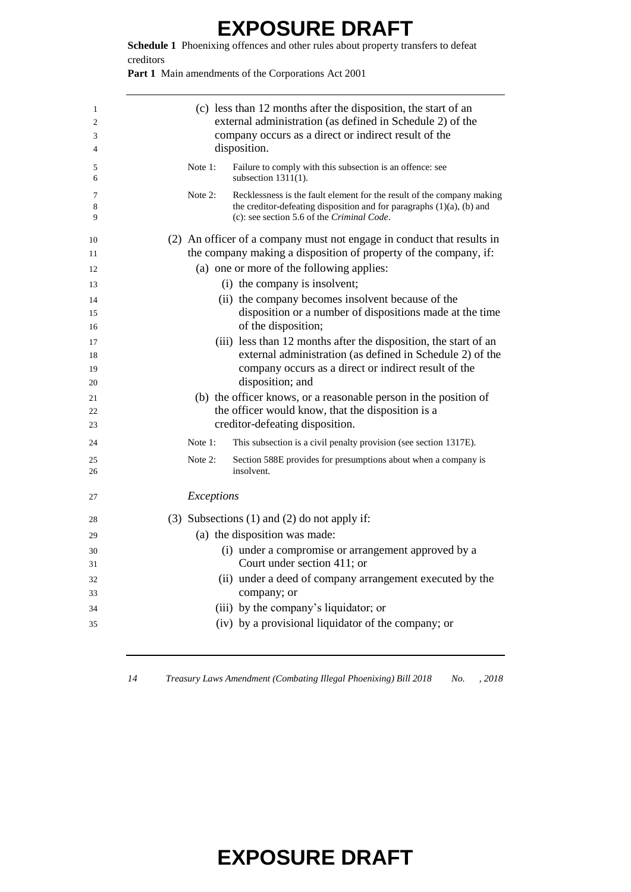(c) less than 12 months after the disposition, the start of an external administration (as defined in Schedule 2) of the company occurs as a direct or indirect result of the disposition.

Note 1: Failure to comply with this subsection is an offence: see subsection 1311(1).

Note 2: Recklessness is the fault element for the result of the company making the creditor-defeating disposition and for paragraphs (1)(a), (b) and (c): see section 5.6 of the *Criminal Code*.

(2) An officer of a company must not engage in conduct that results in the company making a disposition of property of the company, if:

(a) one or more of the following applies:

(i) the company is insolvent;

(ii) the company becomes insolvent because of the disposition or a number of dispositions made at the time of the disposition;

(iii) less than 12 months after the disposition, the start of an external administration (as defined in Schedule 2) of the company occurs as a direct or indirect result of the disposition; and

(b) the officer knows, or a reasonable person in the position of the officer would know, that the disposition is a creditor-defeating disposition.

Note 1: This subsection is a civil penalty provision (see section 1317E).

Note 2: Section 588E provides for presumptions about when a company is insolvent.

*Exceptions*

(3) Subsections (1) and (2) do not apply if:

(a) the disposition was made:

(i) under a compromise or arrangement approved by a Court under section 411; or

(ii) under a deed of company arrangement executed by the company; or

(iii) by the company's liquidator; or

(iv) by a provisional liquidator of the company; or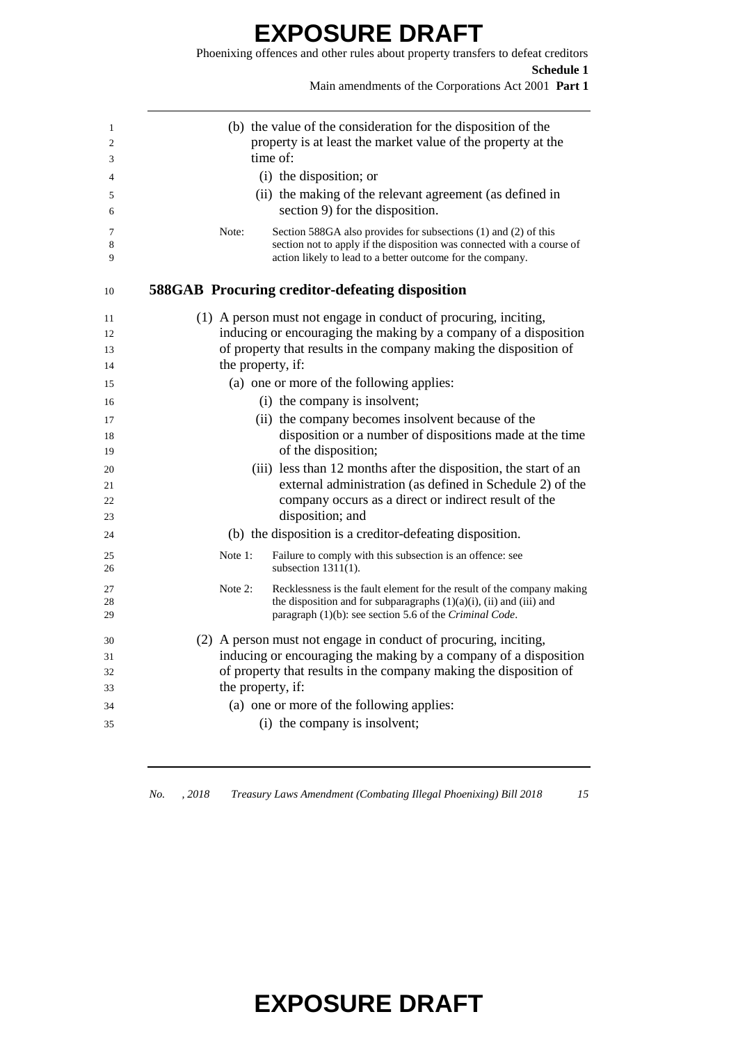(b) the value of the consideration for the disposition of the property is at least the market value of the property at the time of:

(i) the disposition; or

(ii) the making of the relevant agreement (as defined in section 9) for the disposition.

Note: Section 588GA also provides for subsections (1) and (2) of this section not to apply if the disposition was connected with a course of action likely to lead to a better outcome for the company.

### 588GAB Procuring creditor-defeating disposition

(1) A person must not engage in conduct of procuring, inciting, inducing or encouraging the making by a company of a disposition of property that results in the company making the disposition of the property, if:

(a) one or more of the following applies:

(i) the company is insolvent;

(ii) the company becomes insolvent because of the disposition or a number of dispositions made at the time of the disposition;

(iii) less than 12 months after the disposition, the start of an external administration (as defined in Schedule 2) of the company occurs as a direct or indirect result of the disposition; and

(b) the disposition is a creditor-defeating disposition.

Note 1: Failure to comply with this subsection is an offence: see subsection 1311(1).

Note 2: Recklessness is the fault element for the result of the company making the disposition and for subparagraphs (1)(a)(i), (ii) and (iii) and paragraph (1)(b): see section 5.6 of the *Criminal Code*.

(2) A person must not engage in conduct of procuring, inciting, inducing or encouraging the making by a company of a disposition of property that results in the company making the disposition of the property, if:

(a) one or more of the following applies:

(i) the company is insolvent;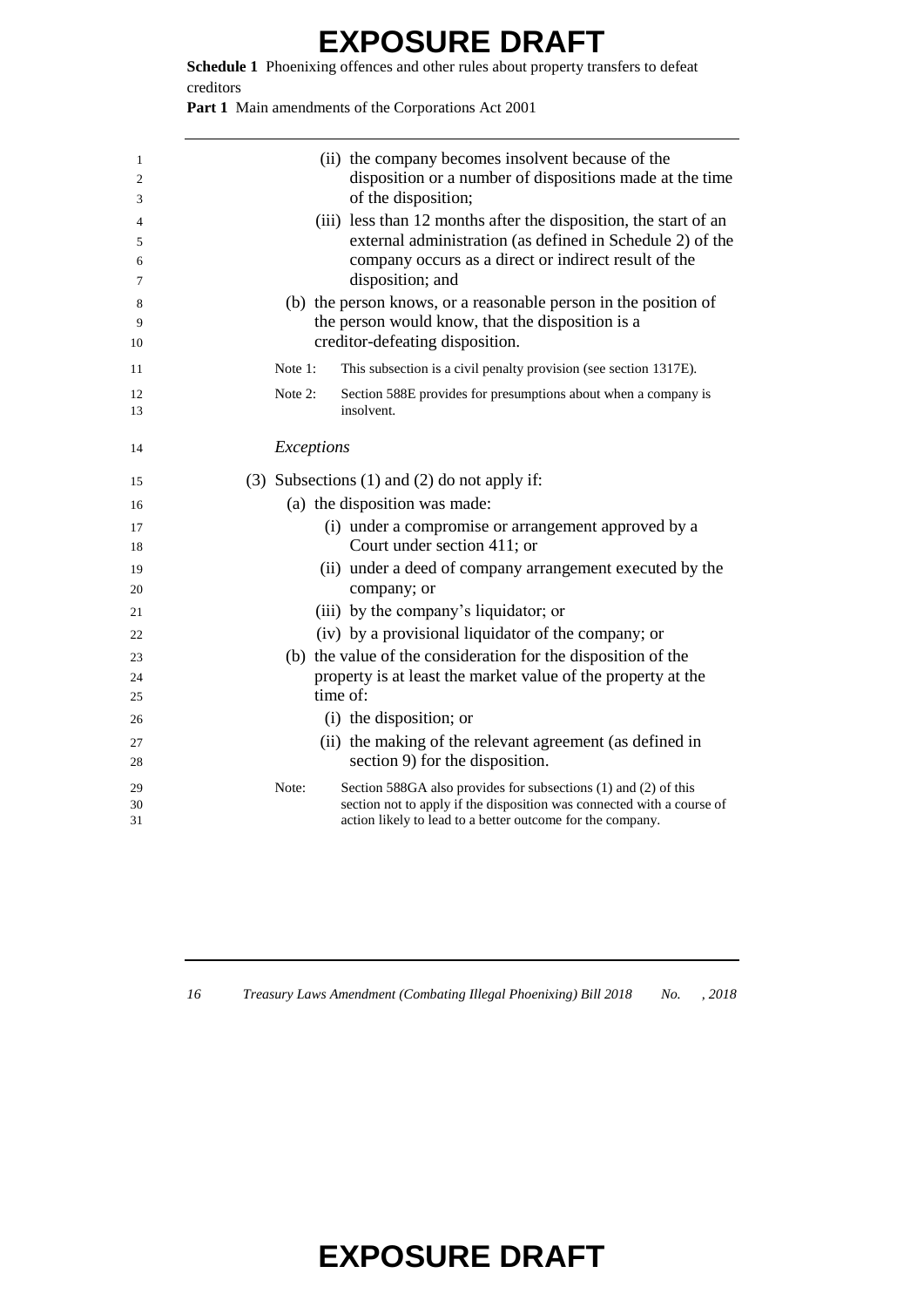(ii) the company becomes insolvent because of the disposition or a number of dispositions made at the time of the disposition;

(iii) less than 12 months after the disposition, the start of an external administration (as defined in Schedule 2) of the company occurs as a direct or indirect result of the disposition; and

(b) the person knows, or a reasonable person in the position of the person would know, that the disposition is a creditor-defeating disposition.

Note 1: This subsection is a civil penalty provision (see section 1317E).

Note 2: Section 588E provides for presumptions about when a company is insolvent.

*Exceptions*

(3) Subsections (1) and (2) do not apply if:

(a) the disposition was made:

(i) under a compromise or arrangement approved by a Court under section 411; or

(ii) under a deed of company arrangement executed by the company; or

(iii) by the company's liquidator; or

(iv) by a provisional liquidator of the company; or

(b) the value of the consideration for the disposition of the property is at least the market value of the property at the time of:

(i) the disposition; or

(ii) the making of the relevant agreement (as defined in section 9) for the disposition.

Note: Section 588GA also provides for subsections (1) and (2) of this section not to apply if the disposition was connected with a course of action likely to lead to a better outcome for the company.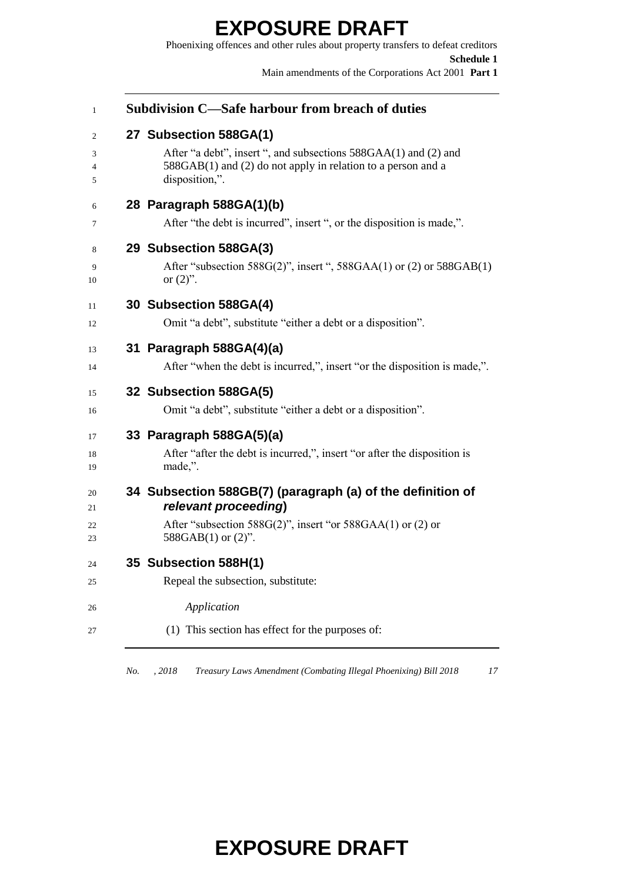## Subdivision C—Safe harbour from breach of duties

### 27 Subsection 588GA(1)

After "a debt", insert ", and subsections 588GAA(1) and (2) and 588GAB(1) and (2) do not apply in relation to a person and a disposition,".

### 28 Paragraph 588GA(1)(b)

After "the debt is incurred", insert ", or the disposition is made,".

### 29 Subsection 588GA(3)

After "subsection 588G(2)", insert ", 588GAA(1) or (2) or 588GAB(1) or (2)".

### 30 Subsection 588GA(4)

Omit "a debt", substitute "either a debt or a disposition".

### 31 Paragraph 588GA(4)(a)

After "when the debt is incurred,", insert "or the disposition is made,".

### 32 Subsection 588GA(5)

Omit "a debt", substitute "either a debt or a disposition".

### 33 Paragraph 588GA(5)(a)

After "after the debt is incurred,", insert "or after the disposition is made,".

### 34 Subsection 588GB(7) (paragraph (a) of the definition of *relevant proceeding*)

After "subsection 588G(2)", insert "or 588GAA(1) or (2) or 588GAB(1) or (2)".

### 35 Subsection 588H(1)

Repeal the subsection, substitute:

*Application*

(1) This section has effect for the purposes of: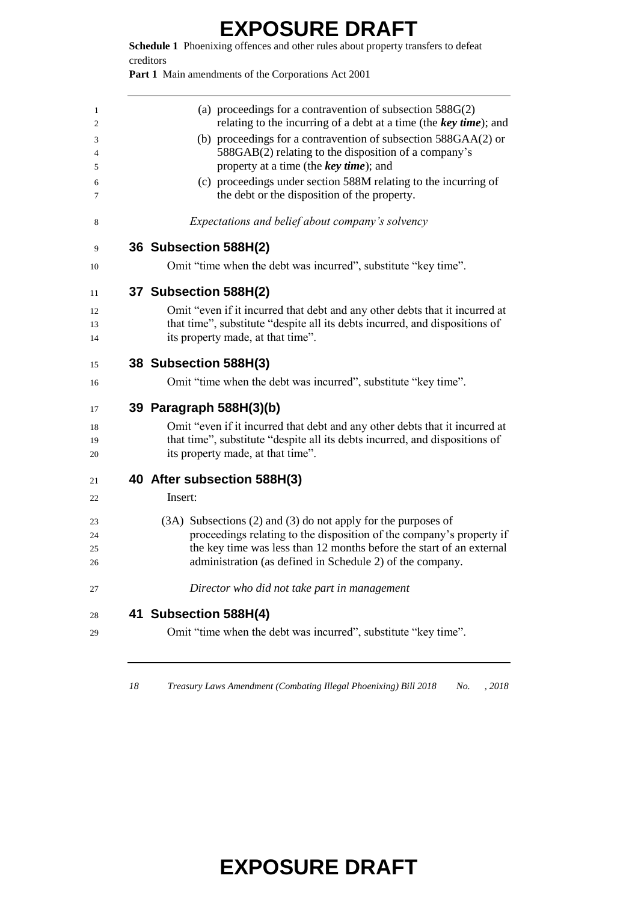(a) proceedings for a contravention of subsection 588G(2) relating to the incurring of a debt at a time (the ***key time***); and

(b) proceedings for a contravention of subsection 588GAA(2) or 588GAB(2) relating to the disposition of a company's property at a time (the ***key time***); and

(c) proceedings under section 588M relating to the incurring of the debt or the disposition of the property.

*Expectations and belief about company's solvency*

## 36 Subsection 588H(2)

Omit "time when the debt was incurred", substitute "key time".

## 37 Subsection 588H(2)

Omit "even if it incurred that debt and any other debts that it incurred at that time", substitute "despite all its debts incurred, and dispositions of its property made, at that time".

## 38 Subsection 588H(3)

Omit "time when the debt was incurred", substitute "key time".

## 39 Paragraph 588H(3)(b)

Omit "even if it incurred that debt and any other debts that it incurred at that time", substitute "despite all its debts incurred, and dispositions of its property made, at that time".

## 40 After subsection 588H(3)

Insert:

(3A) Subsections (2) and (3) do not apply for the purposes of proceedings relating to the disposition of the company's property if the key time was less than 12 months before the start of an external administration (as defined in Schedule 2) of the company.

*Director who did not take part in management*

## 41 Subsection 588H(4)

Omit "time when the debt was incurred", substitute "key time".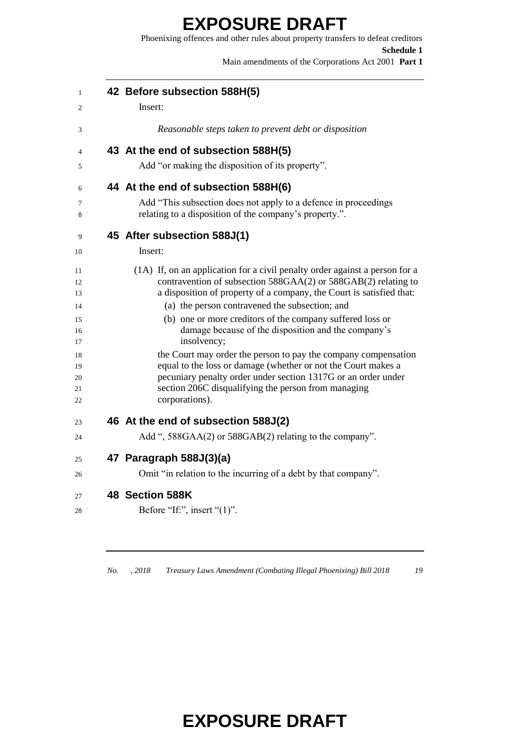## 42 Before subsection 588H(5)

Insert:

*Reasonable steps taken to prevent debt or disposition*

## 43 At the end of subsection 588H(5)

Add "or making the disposition of its property".

## 44 At the end of subsection 588H(6)

Add "This subsection does not apply to a defence in proceedings relating to a disposition of the company's property.".

## 45 After subsection 588J(1)

Insert:

(1A) If, on an application for a civil penalty order against a person for a contravention of subsection 588GAA(2) or 588GAB(2) relating to a disposition of property of a company, the Court is satisfied that:

- (a) the person contravened the subsection; and
- (b) one or more creditors of the company suffered loss or damage because of the disposition and the company's insolvency;

the Court may order the person to pay the company compensation equal to the loss or damage (whether or not the Court makes a pecuniary penalty order under section 1317G or an order under section 206C disqualifying the person from managing corporations).

## 46 At the end of subsection 588J(2)

Add ", 588GAA(2) or 588GAB(2) relating to the company".

## 47 Paragraph 588J(3)(a)

Omit "in relation to the incurring of a debt by that company".

## 48 Section 588K

Before "If:", insert "(1)".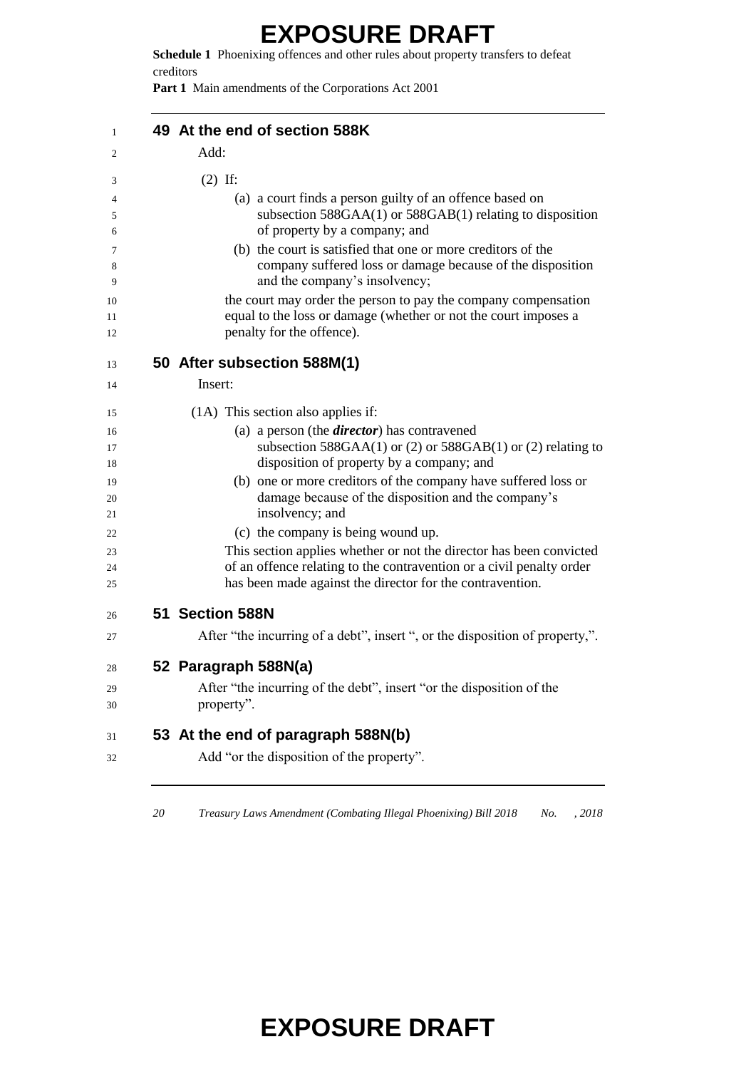## 49 At the end of section 588K

Add:

(2) If:

(a) a court finds a person guilty of an offence based on subsection 588GAA(1) or 588GAB(1) relating to disposition of property by a company; and

(b) the court is satisfied that one or more creditors of the company suffered loss or damage because of the disposition and the company's insolvency;

the court may order the person to pay the company compensation equal to the loss or damage (whether or not the court imposes a penalty for the offence).

## 50 After subsection 588M(1)

Insert:

(1A) This section also applies if:

(a) a person (the ***director***) has contravened subsection 588GAA(1) or (2) or 588GAB(1) or (2) relating to disposition of property by a company; and

(b) one or more creditors of the company have suffered loss or damage because of the disposition and the company's insolvency; and

(c) the company is being wound up.

This section applies whether or not the director has been convicted of an offence relating to the contravention or a civil penalty order has been made against the director for the contravention.

## 51 Section 588N

After "the incurring of a debt", insert ", or the disposition of property,".

## 52 Paragraph 588N(a)

After "the incurring of the debt", insert "or the disposition of the property".

## 53 At the end of paragraph 588N(b)

Add "or the disposition of the property".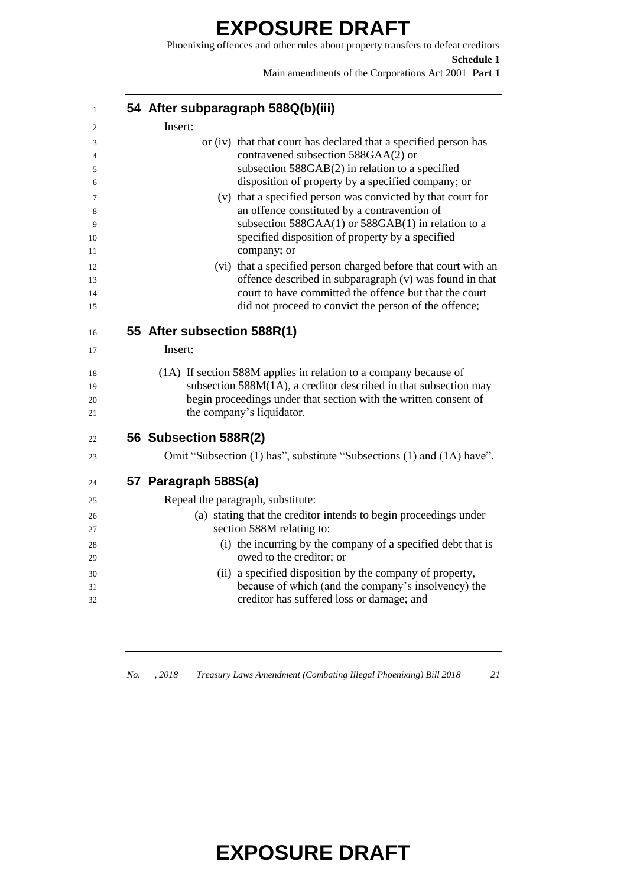## 54 After subparagraph 588Q(b)(iii)

Insert:

or (iv) that that court has declared that a specified person has contravened subsection 588GAA(2) or subsection 588GAB(2) in relation to a specified disposition of property by a specified company; or

(v) that a specified person was convicted by that court for an offence constituted by a contravention of subsection 588GAA(1) or 588GAB(1) in relation to a specified disposition of property by a specified company; or

(vi) that a specified person charged before that court with an offence described in subparagraph (v) was found in that court to have committed the offence but that the court did not proceed to convict the person of the offence;

## 55 After subsection 588R(1)

Insert:

(1A) If section 588M applies in relation to a company because of subsection 588M(1A), a creditor described in that subsection may begin proceedings under that section with the written consent of the company's liquidator.

## 56 Subsection 588R(2)

Omit "Subsection (1) has", substitute "Subsections (1) and (1A) have".

## 57 Paragraph 588S(a)

Repeal the paragraph, substitute:

(a) stating that the creditor intends to begin proceedings under section 588M relating to:

(i) the incurring by the company of a specified debt that is owed to the creditor; or

(ii) a specified disposition by the company of property, because of which (and the company's insolvency) the creditor has suffered loss or damage; and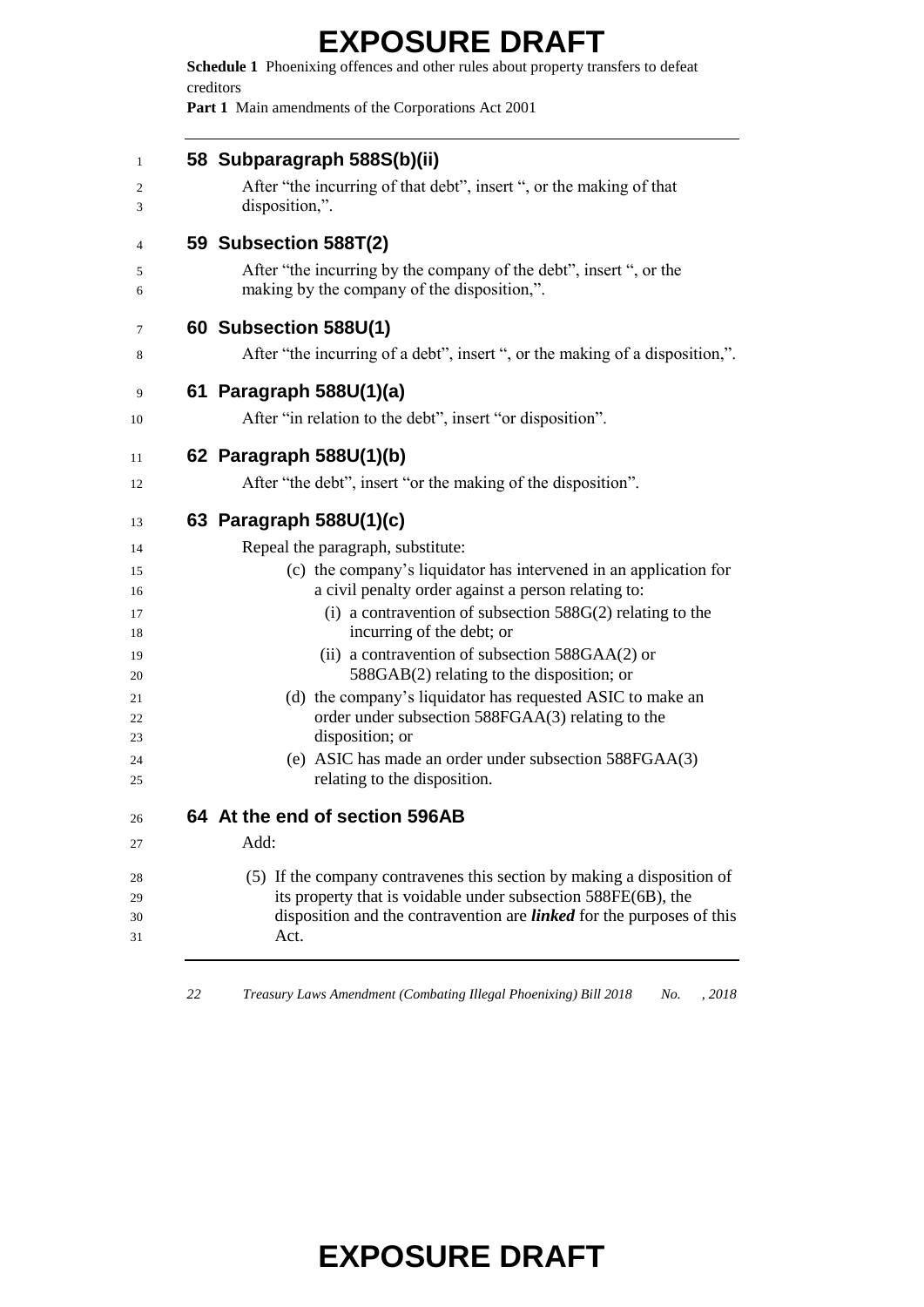## 58 Subparagraph 588S(b)(ii)

After "the incurring of that debt", insert ", or the making of that disposition,".

## 59 Subsection 588T(2)

After "the incurring by the company of the debt", insert ", or the making by the company of the disposition,".

## 60 Subsection 588U(1)

After "the incurring of a debt", insert ", or the making of a disposition,".

## 61 Paragraph 588U(1)(a)

After "in relation to the debt", insert "or disposition".

## 62 Paragraph 588U(1)(b)

After "the debt", insert "or the making of the disposition".

## 63 Paragraph 588U(1)(c)

Repeal the paragraph, substitute:

(c) the company's liquidator has intervened in an application for a civil penalty order against a person relating to:

(i) a contravention of subsection 588G(2) relating to the incurring of the debt; or

(ii) a contravention of subsection 588GAA(2) or 588GAB(2) relating to the disposition; or

(d) the company's liquidator has requested ASIC to make an order under subsection 588FGAA(3) relating to the disposition; or

(e) ASIC has made an order under subsection 588FGAA(3) relating to the disposition.

## 64 At the end of section 596AB

Add:

(5) If the company contravenes this section by making a disposition of its property that is voidable under subsection 588FE(6B), the disposition and the contravention are ***linked*** for the purposes of this Act.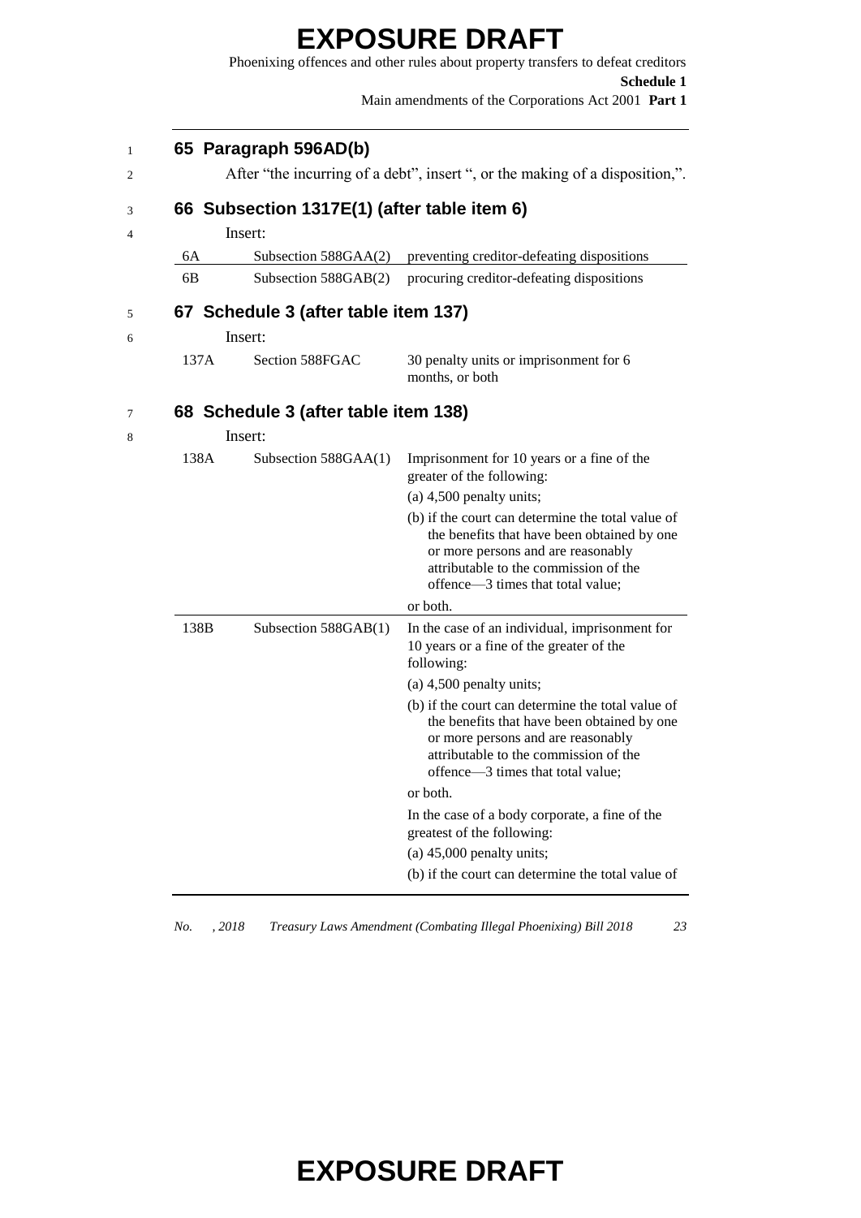## 65 Paragraph 596AD(b)

After "the incurring of a debt", insert ", or the making of a disposition,".

## 66 Subsection 1317E(1) (after table item 6)

Insert:

| | | |
|---|---|---|
| 6A | Subsection 588GAA(2) | preventing creditor-defeating dispositions |
| 6B | Subsection 588GAB(2) | procuring creditor-defeating dispositions |

## 67 Schedule 3 (after table item 137)

Insert:

| | | |
|---|---|---|
| 137A | Section 588FGAC | 30 penalty units or imprisonment for 6 months, or both |

## 68 Schedule 3 (after table item 138)

Insert:

| | | |
|---|---|---|
| 138A | Subsection 588GAA(1) | Imprisonment for 10 years or a fine of the greater of the following:<br>(a) 4,500 penalty units;<br>(b) if the court can determine the total value of the benefits that have been obtained by one or more persons and are reasonably attributable to the commission of the offence—3 times that total value;<br>or both. |
| 138B | Subsection 588GAB(1) | In the case of an individual, imprisonment for 10 years or a fine of the greater of the following:<br>(a) 4,500 penalty units;<br>(b) if the court can determine the total value of the benefits that have been obtained by one or more persons and are reasonably attributable to the commission of the offence—3 times that total value;<br>or both.<br>In the case of a body corporate, a fine of the greatest of the following:<br>(a) 45,000 penalty units;<br>(b) if the court can determine the total value of |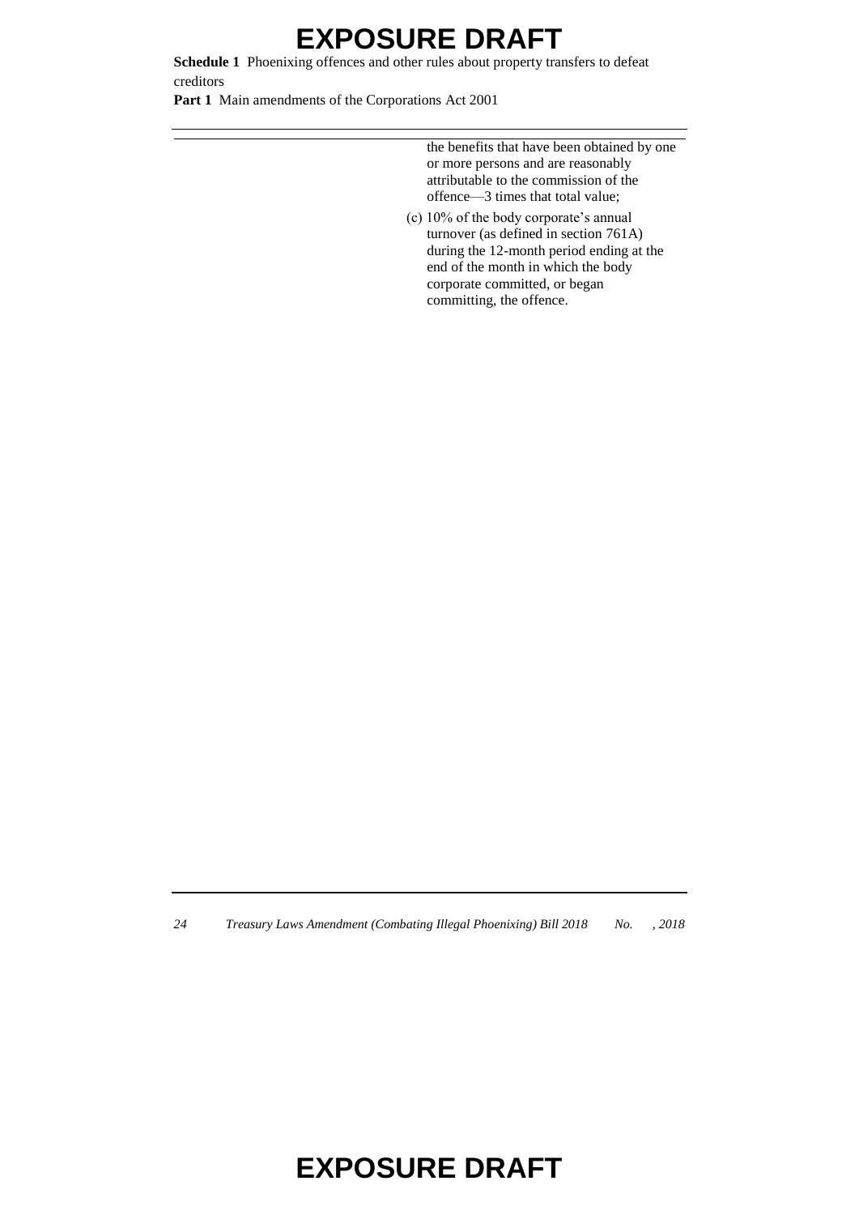the benefits that have been obtained by one or more persons and are reasonably attributable to the commission of the offence—3 times that total value;

(c) 10% of the body corporate's annual turnover (as defined in section 761A) during the 12-month period ending at the end of the month in which the body corporate committed, or began committing, the offence.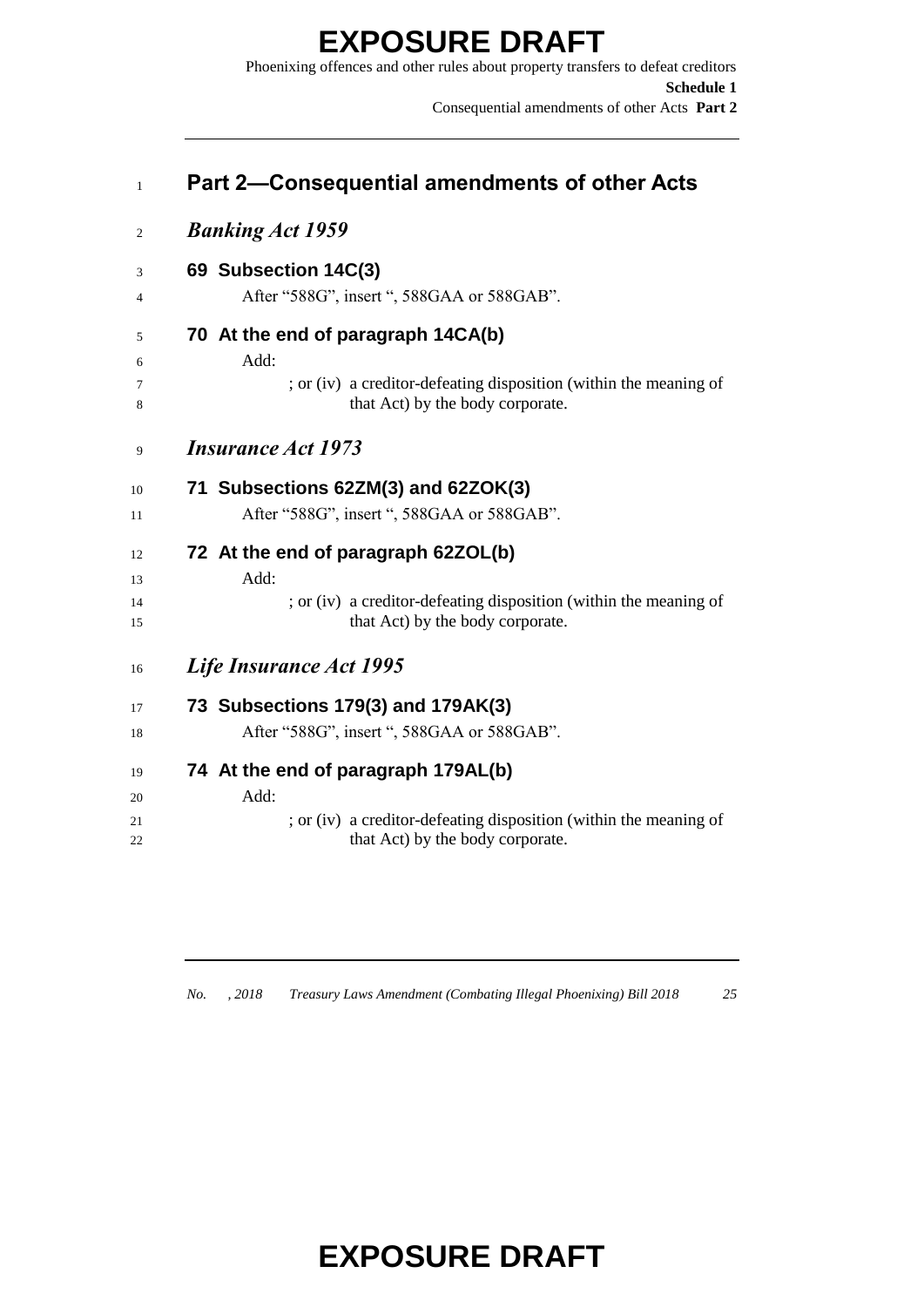## Part 2—Consequential amendments of other Acts

### *Banking Act 1959*

**69 Subsection 14C(3)**

After "588G", insert ", 588GAA or 588GAB".

**70 At the end of paragraph 14CA(b)**

Add:

; or (iv) a creditor-defeating disposition (within the meaning of that Act) by the body corporate.

### *Insurance Act 1973*

**71 Subsections 62ZM(3) and 62ZOK(3)**

After "588G", insert ", 588GAA or 588GAB".

**72 At the end of paragraph 62ZOL(b)**

Add:

; or (iv) a creditor-defeating disposition (within the meaning of that Act) by the body corporate.

### *Life Insurance Act 1995*

**73 Subsections 179(3) and 179AK(3)**

After "588G", insert ", 588GAA or 588GAB".

**74 At the end of paragraph 179AL(b)**

Add:

; or (iv) a creditor-defeating disposition (within the meaning of that Act) by the body corporate.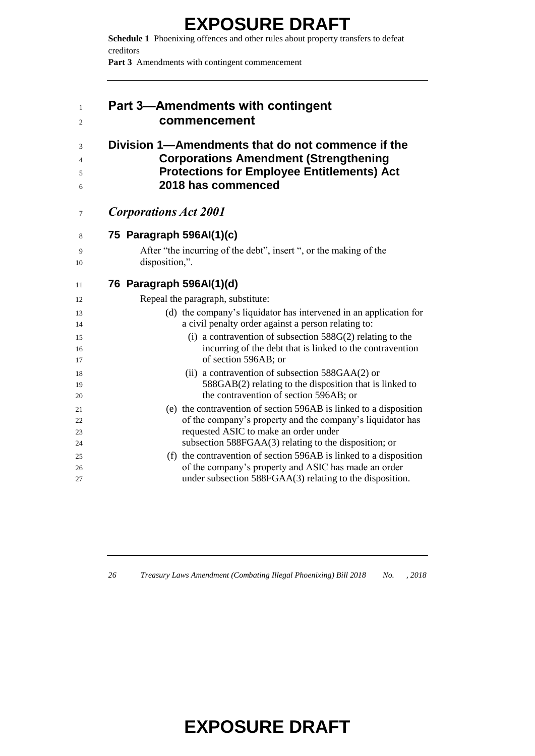# Part 3—Amendments with contingent commencement

## Division 1—Amendments that do not commence if the Corporations Amendment (Strengthening Protections for Employee Entitlements) Act 2018 has commenced

### *Corporations Act 2001*

#### 75 Paragraph 596AI(1)(c)

After "the incurring of the debt", insert ", or the making of the disposition,".

#### 76 Paragraph 596AI(1)(d)

Repeal the paragraph, substitute:

(d) the company's liquidator has intervened in an application for a civil penalty order against a person relating to:

(i) a contravention of subsection 588G(2) relating to the incurring of the debt that is linked to the contravention of section 596AB; or

(ii) a contravention of subsection 588GAA(2) or 588GAB(2) relating to the disposition that is linked to the contravention of section 596AB; or

(e) the contravention of section 596AB is linked to a disposition of the company's property and the company's liquidator has requested ASIC to make an order under subsection 588FGAA(3) relating to the disposition; or

(f) the contravention of section 596AB is linked to a disposition of the company's property and ASIC has made an order under subsection 588FGAA(3) relating to the disposition.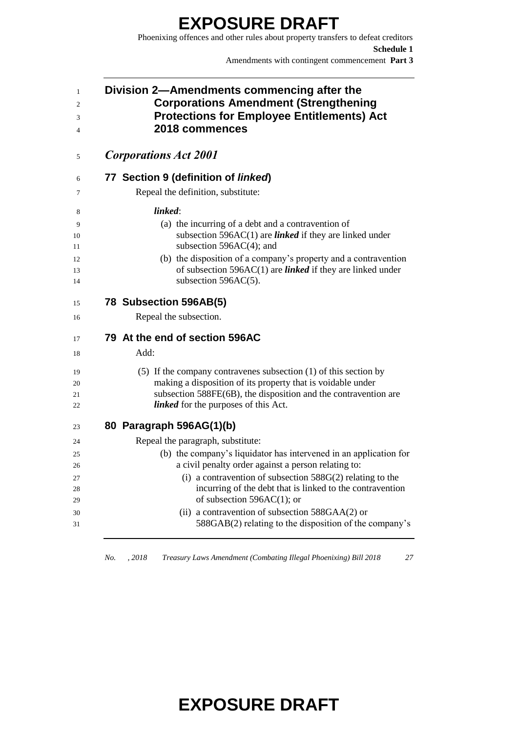## Division 2—Amendments commencing after the Corporations Amendment (Strengthening Protections for Employee Entitlements) Act 2018 commences

### *Corporations Act 2001*

#### 77 Section 9 (definition of *linked*)

Repeal the definition, substitute:

***linked***:

(a) the incurring of a debt and a contravention of subsection 596AC(1) are ***linked*** if they are linked under subsection 596AC(4); and

(b) the disposition of a company's property and a contravention of subsection 596AC(1) are ***linked*** if they are linked under subsection 596AC(5).

#### 78 Subsection 596AB(5)

Repeal the subsection.

#### 79 At the end of section 596AC

Add:

(5) If the company contravenes subsection (1) of this section by making a disposition of its property that is voidable under subsection 588FE(6B), the disposition and the contravention are ***linked*** for the purposes of this Act.

#### 80 Paragraph 596AG(1)(b)

Repeal the paragraph, substitute:

(b) the company's liquidator has intervened in an application for a civil penalty order against a person relating to:

(i) a contravention of subsection 588G(2) relating to the incurring of the debt that is linked to the contravention of subsection 596AC(1); or

(ii) a contravention of subsection 588GAA(2) or 588GAB(2) relating to the disposition of the company's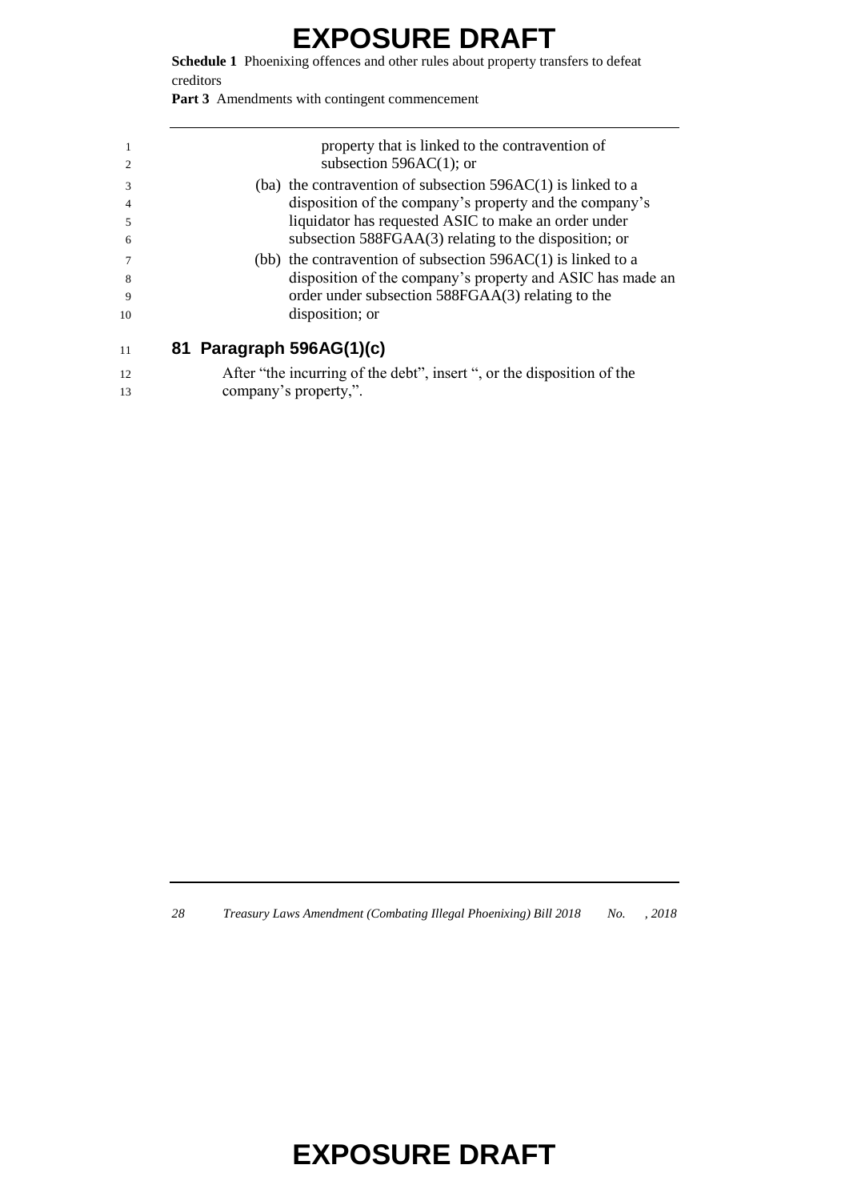property that is linked to the contravention of subsection 596AC(1); or

(ba) the contravention of subsection 596AC(1) is linked to a disposition of the company's property and the company's liquidator has requested ASIC to make an order under subsection 588FGAA(3) relating to the disposition; or

(bb) the contravention of subsection 596AC(1) is linked to a disposition of the company's property and ASIC has made an order under subsection 588FGAA(3) relating to the disposition; or

## 81 Paragraph 596AG(1)(c)

After "the incurring of the debt", insert ", or the disposition of the company's property,".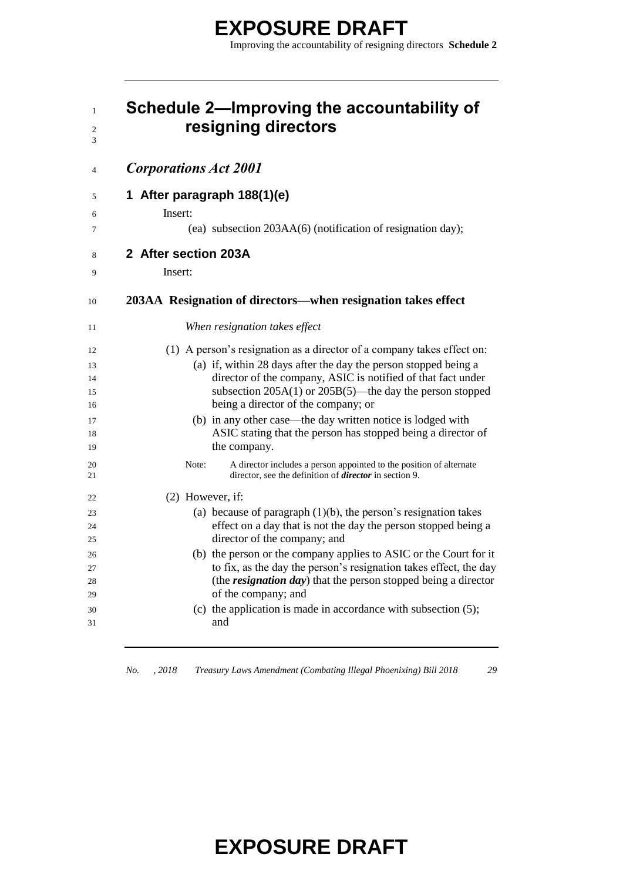# Schedule 2—Improving the accountability of resigning directors

## *Corporations Act 2001*

### 1 After paragraph 188(1)(e)

Insert:

(ea) subsection 203AA(6) (notification of resignation day);

### 2 After section 203A

Insert:

#### 203AA Resignation of directors—when resignation takes effect

*When resignation takes effect*

(1) A person's resignation as a director of a company takes effect on:

(a) if, within 28 days after the day the person stopped being a director of the company, ASIC is notified of that fact under subsection 205A(1) or 205B(5)—the day the person stopped being a director of the company; or

(b) in any other case—the day written notice is lodged with ASIC stating that the person has stopped being a director of the company.

Note: A director includes a person appointed to the position of alternate director, see the definition of ***director*** in section 9.

(2) However, if:

(a) because of paragraph (1)(b), the person's resignation takes effect on a day that is not the day the person stopped being a director of the company; and

(b) the person or the company applies to ASIC or the Court for it to fix, as the day the person's resignation takes effect, the day (the ***resignation day***) that the person stopped being a director of the company; and

(c) the application is made in accordance with subsection (5); and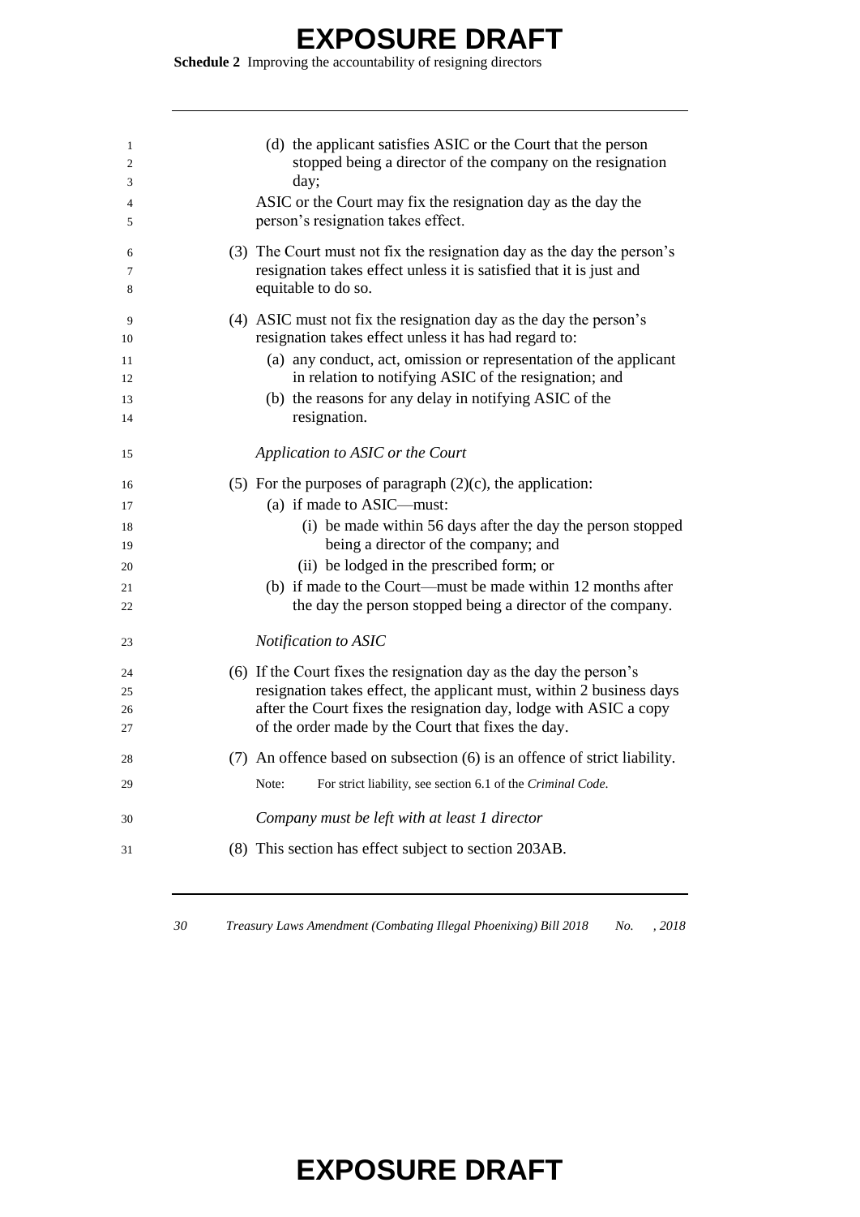(d) the applicant satisfies ASIC or the Court that the person stopped being a director of the company on the resignation day;

ASIC or the Court may fix the resignation day as the day the person's resignation takes effect.

(3) The Court must not fix the resignation day as the day the person's resignation takes effect unless it is satisfied that it is just and equitable to do so.

(4) ASIC must not fix the resignation day as the day the person's resignation takes effect unless it has had regard to:

- (a) any conduct, act, omission or representation of the applicant in relation to notifying ASIC of the resignation; and
- (b) the reasons for any delay in notifying ASIC of the resignation.

*Application to ASIC or the Court*

(5) For the purposes of paragraph (2)(c), the application:

- (a) if made to ASIC—must:
  - (i) be made within 56 days after the day the person stopped being a director of the company; and
  - (ii) be lodged in the prescribed form; or
- (b) if made to the Court—must be made within 12 months after the day the person stopped being a director of the company.

*Notification to ASIC*

(6) If the Court fixes the resignation day as the day the person's resignation takes effect, the applicant must, within 2 business days after the Court fixes the resignation day, lodge with ASIC a copy of the order made by the Court that fixes the day.

(7) An offence based on subsection (6) is an offence of strict liability.

Note: For strict liability, see section 6.1 of the *Criminal Code*.

*Company must be left with at least 1 director*

(8) This section has effect subject to section 203AB.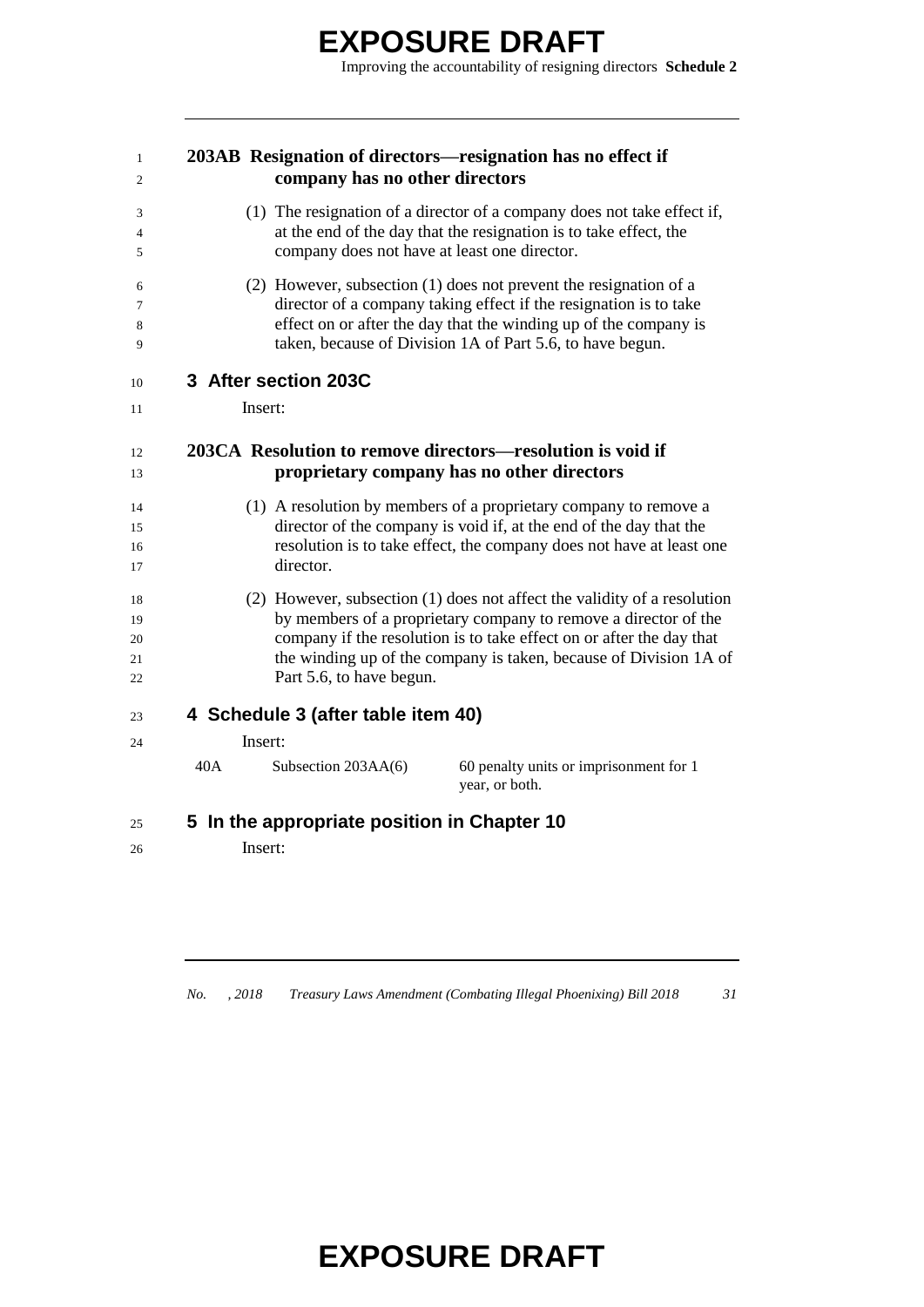### 203AB Resignation of directors—resignation has no effect if company has no other directors

(1) The resignation of a director of a company does not take effect if, at the end of the day that the resignation is to take effect, the company does not have at least one director.

(2) However, subsection (1) does not prevent the resignation of a director of a company taking effect if the resignation is to take effect on or after the day that the winding up of the company is taken, because of Division 1A of Part 5.6, to have begun.

## 3 After section 203C

Insert:

### 203CA Resolution to remove directors—resolution is void if proprietary company has no other directors

(1) A resolution by members of a proprietary company to remove a director of the company is void if, at the end of the day that the resolution is to take effect, the company does not have at least one director.

(2) However, subsection (1) does not affect the validity of a resolution by members of a proprietary company to remove a director of the company if the resolution is to take effect on or after the day that the winding up of the company is taken, because of Division 1A of Part 5.6, to have begun.

## 4 Schedule 3 (after table item 40)

Insert:

| | | |
|---|---|---|
| 40A | Subsection 203AA(6) | 60 penalty units or imprisonment for 1 year, or both. |

## 5 In the appropriate position in Chapter 10

Insert: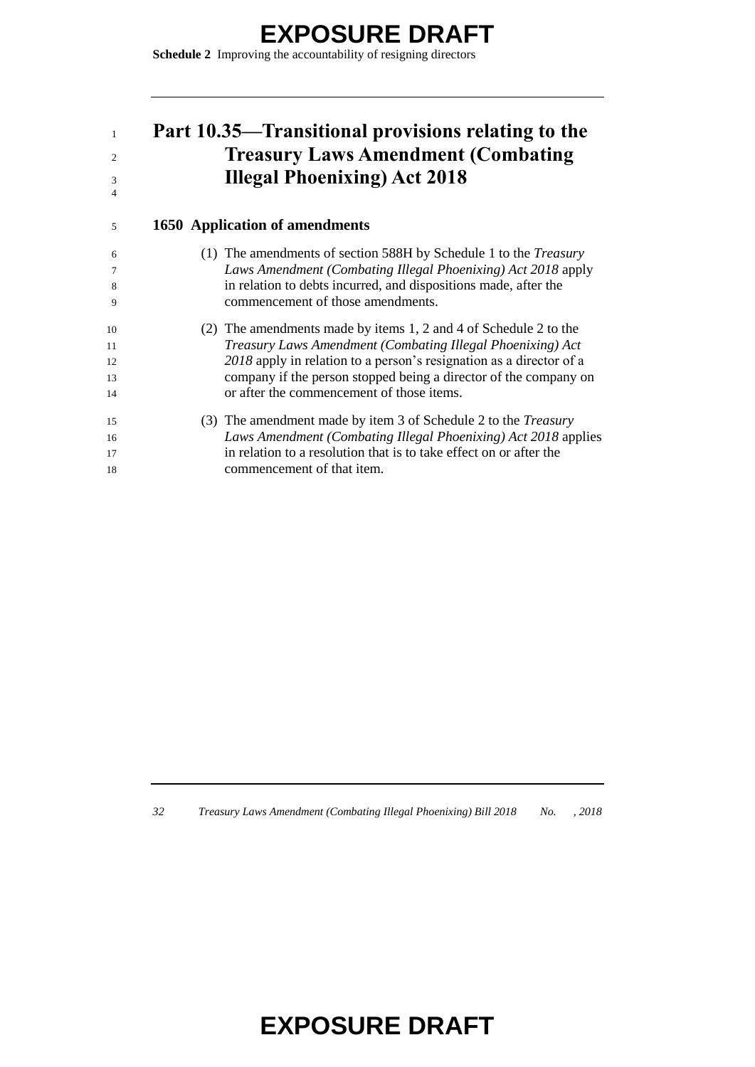## Part 10.35—Transitional provisions relating to the Treasury Laws Amendment (Combating Illegal Phoenixing) Act 2018

### 1650 Application of amendments

(1) The amendments of section 588H by Schedule 1 to the *Treasury Laws Amendment (Combating Illegal Phoenixing) Act 2018* apply in relation to debts incurred, and dispositions made, after the commencement of those amendments.

(2) The amendments made by items 1, 2 and 4 of Schedule 2 to the *Treasury Laws Amendment (Combating Illegal Phoenixing) Act 2018* apply in relation to a person's resignation as a director of a company if the person stopped being a director of the company on or after the commencement of those items.

(3) The amendment made by item 3 of Schedule 2 to the *Treasury Laws Amendment (Combating Illegal Phoenixing) Act 2018* applies in relation to a resolution that is to take effect on or after the commencement of that item.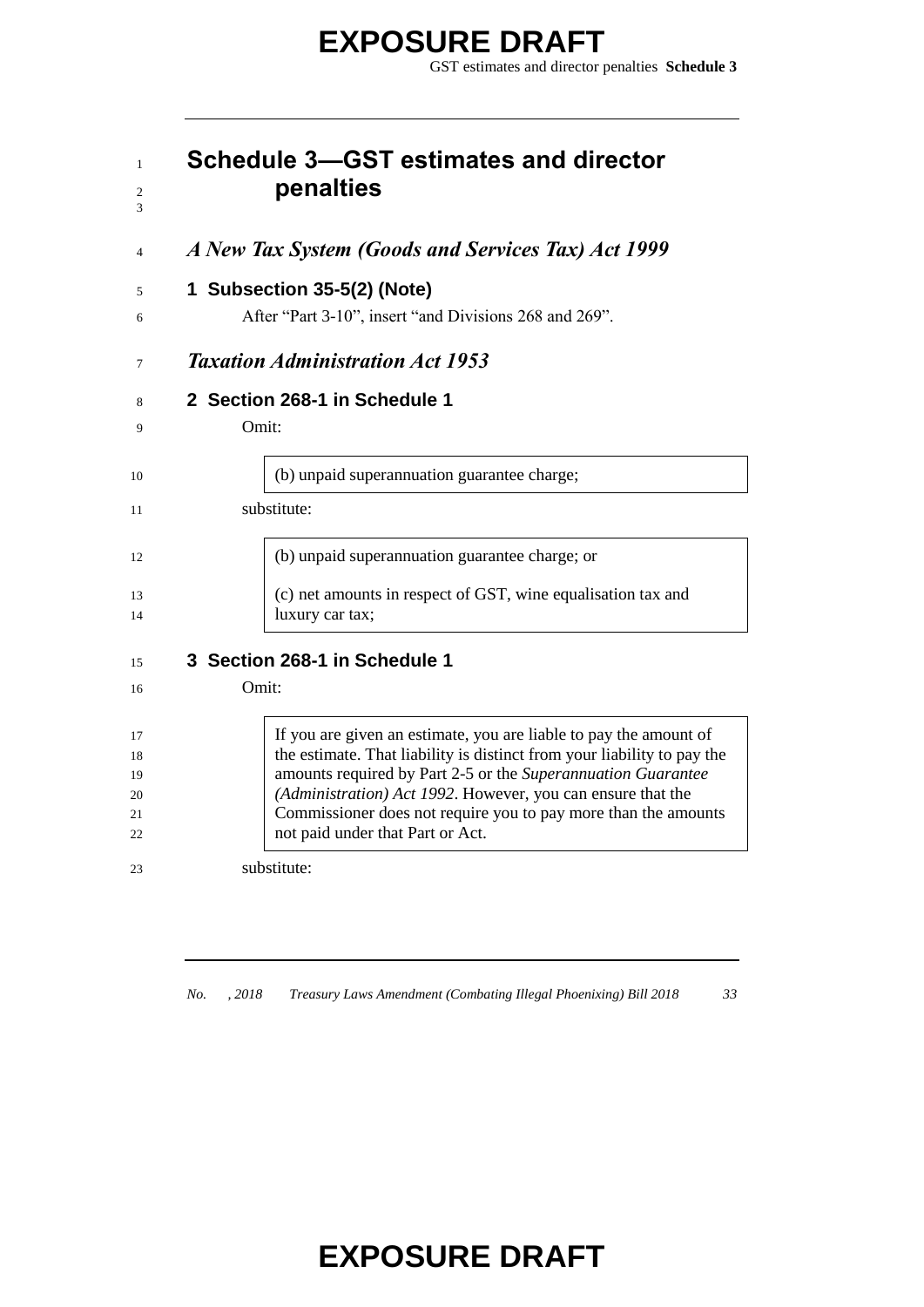# Schedule 3—GST estimates and director penalties

## *A New Tax System (Goods and Services Tax) Act 1999*

### 1 Subsection 35-5(2) (Note)

After "Part 3-10", insert "and Divisions 268 and 269".

## *Taxation Administration Act 1953*

### 2 Section 268-1 in Schedule 1

Omit:

> (b) unpaid superannuation guarantee charge;

substitute:

> (b) unpaid superannuation guarantee charge; or
>
> (c) net amounts in respect of GST, wine equalisation tax and luxury car tax;

### 3 Section 268-1 in Schedule 1

Omit:

> If you are given an estimate, you are liable to pay the amount of the estimate. That liability is distinct from your liability to pay the amounts required by Part 2-5 or the *Superannuation Guarantee (Administration) Act 1992*. However, you can ensure that the Commissioner does not require you to pay more than the amounts not paid under that Part or Act.

substitute: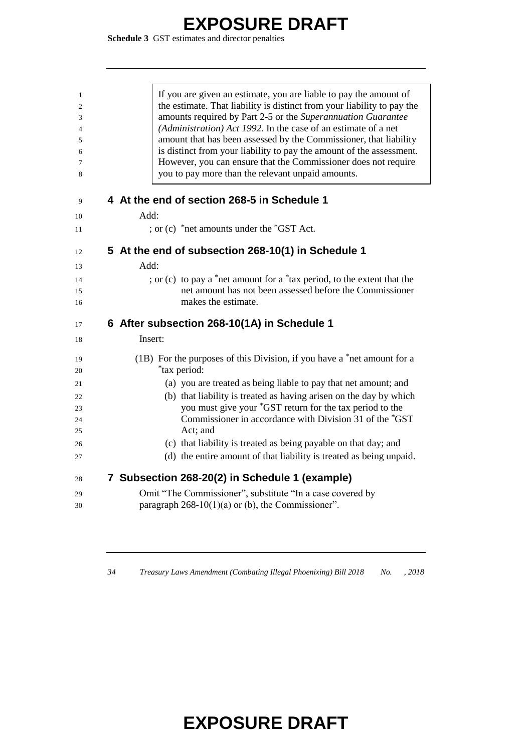> If you are given an estimate, you are liable to pay the amount of the estimate. That liability is distinct from your liability to pay the amounts required by Part 2-5 or the *Superannuation Guarantee (Administration) Act 1992*. In the case of an estimate of a net amount that has been assessed by the Commissioner, that liability is distinct from your liability to pay the amount of the assessment. However, you can ensure that the Commissioner does not require you to pay more than the relevant unpaid amounts.

## 4 At the end of section 268-5 in Schedule 1

Add:

; or (c) *net amounts under the *GST Act.

## 5 At the end of subsection 268-10(1) in Schedule 1

Add:

; or (c) to pay a *net amount for a *tax period, to the extent that the net amount has not been assessed before the Commissioner makes the estimate.

## 6 After subsection 268-10(1A) in Schedule 1

Insert:

(1B) For the purposes of this Division, if you have a *net amount for a *tax period:

(a) you are treated as being liable to pay that net amount; and

(b) that liability is treated as having arisen on the day by which you must give your *GST return for the tax period to the Commissioner in accordance with Division 31 of the *GST Act; and

(c) that liability is treated as being payable on that day; and

(d) the entire amount of that liability is treated as being unpaid.

## 7 Subsection 268-20(2) in Schedule 1 (example)

Omit "The Commissioner", substitute "In a case covered by paragraph 268-10(1)(a) or (b), the Commissioner".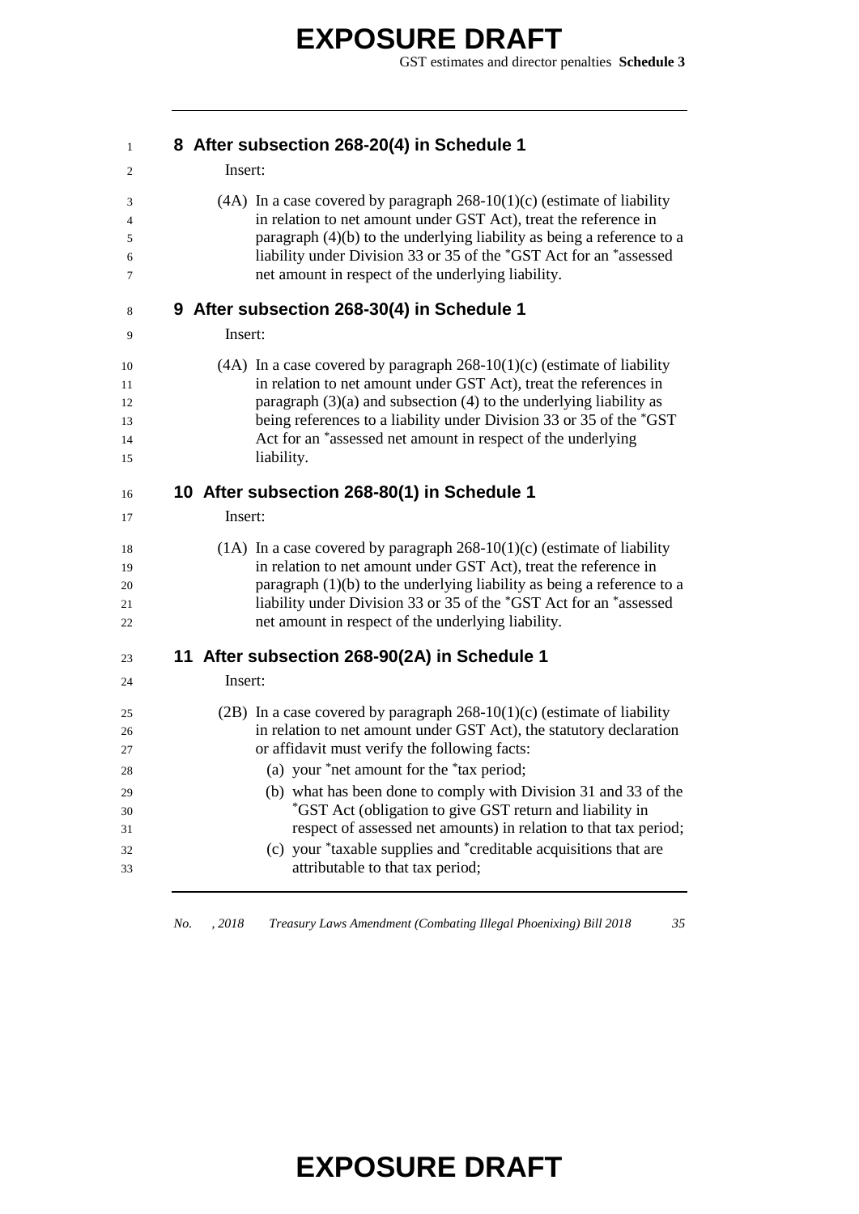## 8 After subsection 268-20(4) in Schedule 1

Insert:

(4A) In a case covered by paragraph 268-10(1)(c) (estimate of liability in relation to net amount under GST Act), treat the reference in paragraph (4)(b) to the underlying liability as being a reference to a liability under Division 33 or 35 of the *GST Act for an *assessed net amount in respect of the underlying liability.

## 9 After subsection 268-30(4) in Schedule 1

Insert:

(4A) In a case covered by paragraph 268-10(1)(c) (estimate of liability in relation to net amount under GST Act), treat the references in paragraph (3)(a) and subsection (4) to the underlying liability as being references to a liability under Division 33 or 35 of the *GST Act for an *assessed net amount in respect of the underlying liability.

## 10 After subsection 268-80(1) in Schedule 1

Insert:

(1A) In a case covered by paragraph 268-10(1)(c) (estimate of liability in relation to net amount under GST Act), treat the reference in paragraph (1)(b) to the underlying liability as being a reference to a liability under Division 33 or 35 of the *GST Act for an *assessed net amount in respect of the underlying liability.

## 11 After subsection 268-90(2A) in Schedule 1

Insert:

(2B) In a case covered by paragraph 268-10(1)(c) (estimate of liability in relation to net amount under GST Act), the statutory declaration or affidavit must verify the following facts:

(a) your *net amount for the *tax period;

(b) what has been done to comply with Division 31 and 33 of the *GST Act (obligation to give GST return and liability in respect of assessed net amounts) in relation to that tax period;

(c) your *taxable supplies and *creditable acquisitions that are attributable to that tax period;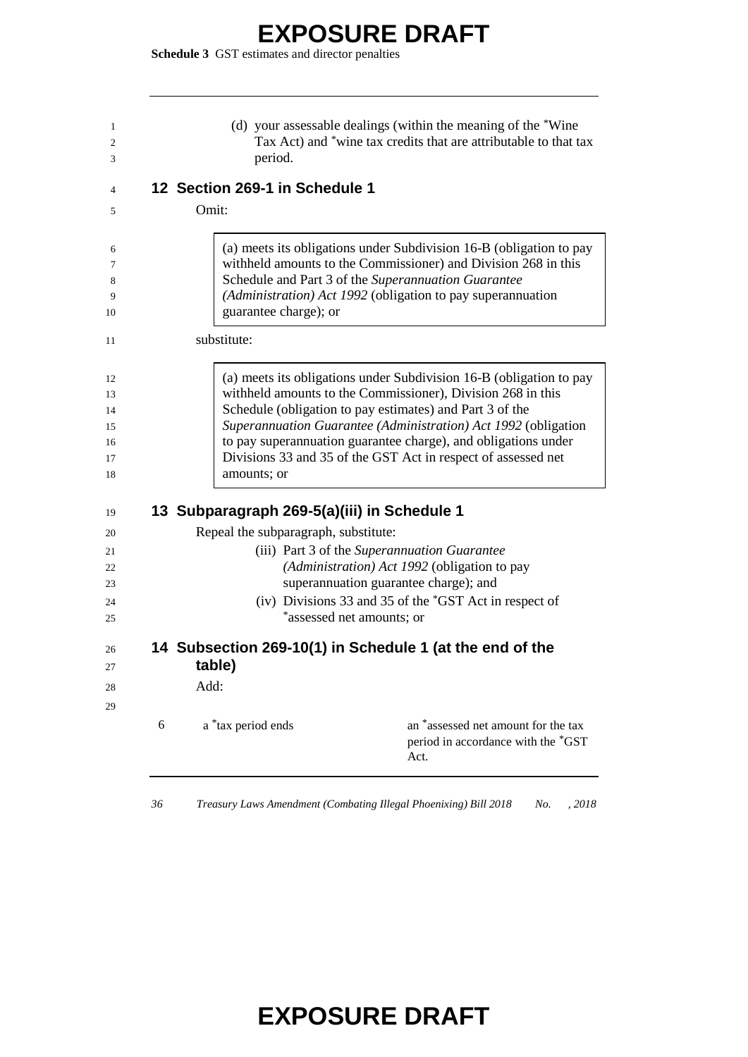(d) your assessable dealings (within the meaning of the *Wine Tax Act) and *wine tax credits that are attributable to that tax period.

## 12 Section 269-1 in Schedule 1

Omit:

> (a) meets its obligations under Subdivision 16-B (obligation to pay withheld amounts to the Commissioner) and Division 268 in this Schedule and Part 3 of the *Superannuation Guarantee (Administration) Act 1992* (obligation to pay superannuation guarantee charge); or

substitute:

> (a) meets its obligations under Subdivision 16-B (obligation to pay withheld amounts to the Commissioner), Division 268 in this Schedule (obligation to pay estimates) and Part 3 of the *Superannuation Guarantee (Administration) Act 1992* (obligation to pay superannuation guarantee charge), and obligations under Divisions 33 and 35 of the GST Act in respect of assessed net amounts; or

## 13 Subparagraph 269-5(a)(iii) in Schedule 1

Repeal the subparagraph, substitute:

(iii) Part 3 of the *Superannuation Guarantee (Administration) Act 1992* (obligation to pay superannuation guarantee charge); and

(iv) Divisions 33 and 35 of the *GST Act in respect of *assessed net amounts; or

## 14 Subsection 269-10(1) in Schedule 1 (at the end of the table)

Add:

| | | |
|---|---|---|
| 6 | a *tax period ends | an *assessed net amount for the tax period in accordance with the *GST Act. |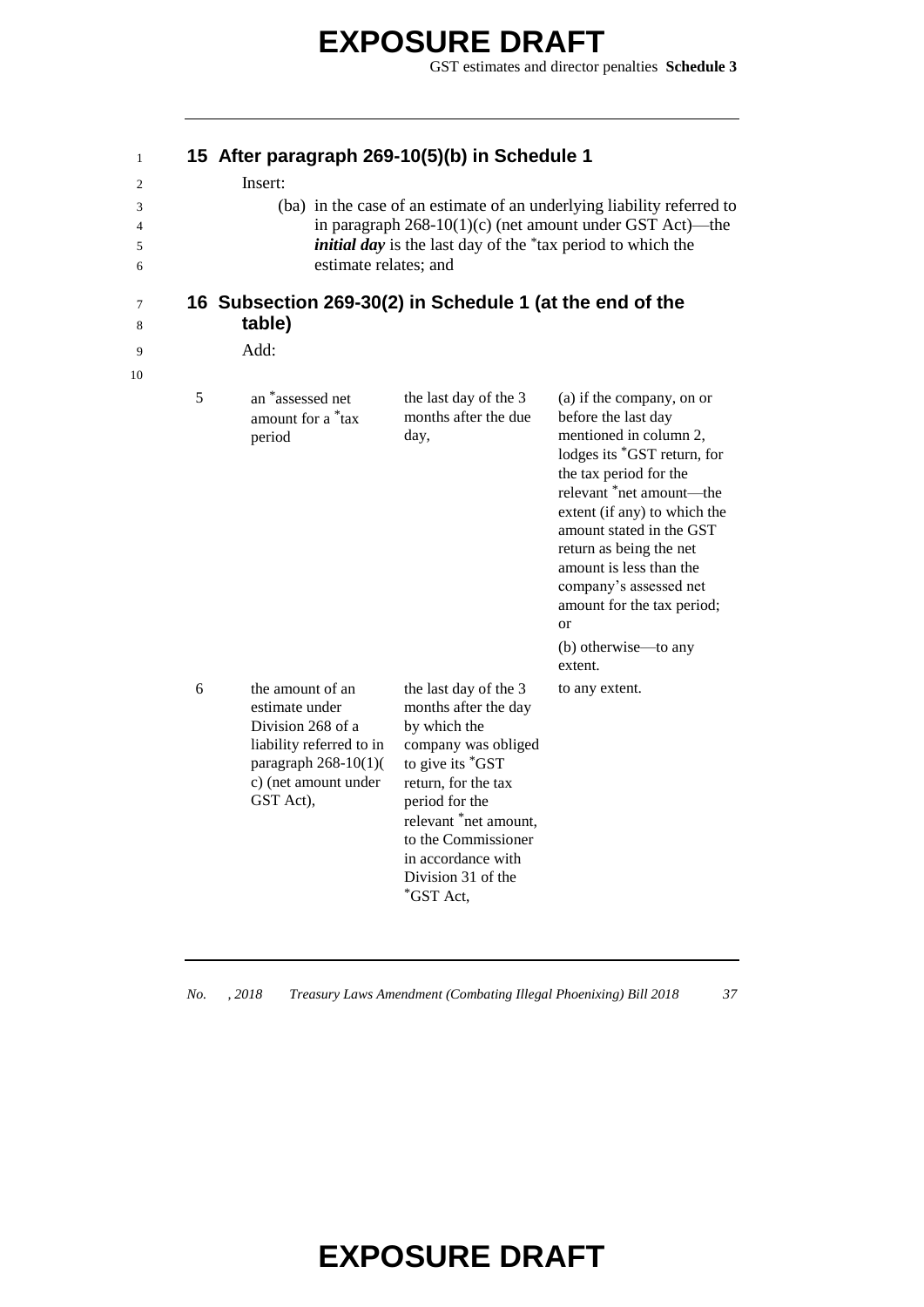## 15 After paragraph 269-10(5)(b) in Schedule 1

Insert:

(ba) in the case of an estimate of an underlying liability referred to in paragraph 268-10(1)(c) (net amount under GST Act)—the ***initial day*** is the last day of the *tax period to which the estimate relates; and

## 16 Subsection 269-30(2) in Schedule 1 (at the end of the table)

Add:

| | | | |
|---|---|---|---|
| 5 | an *assessed net amount for a *tax period | the last day of the 3 months after the due day, | (a) if the company, on or before the last day mentioned in column 2, lodges its *GST return, for the tax period for the relevant *net amount—the extent (if any) to which the amount stated in the GST return as being the net amount is less than the company's assessed net amount for the tax period; or<br>(b) otherwise—to any extent. |
| 6 | the amount of an estimate under Division 268 of a liability referred to in paragraph 268-10(1)(c) (net amount under GST Act), | the last day of the 3 months after the day by which the company was obliged to give its *GST return, for the tax period for the relevant *net amount, to the Commissioner in accordance with Division 31 of the *GST Act, | to any extent. |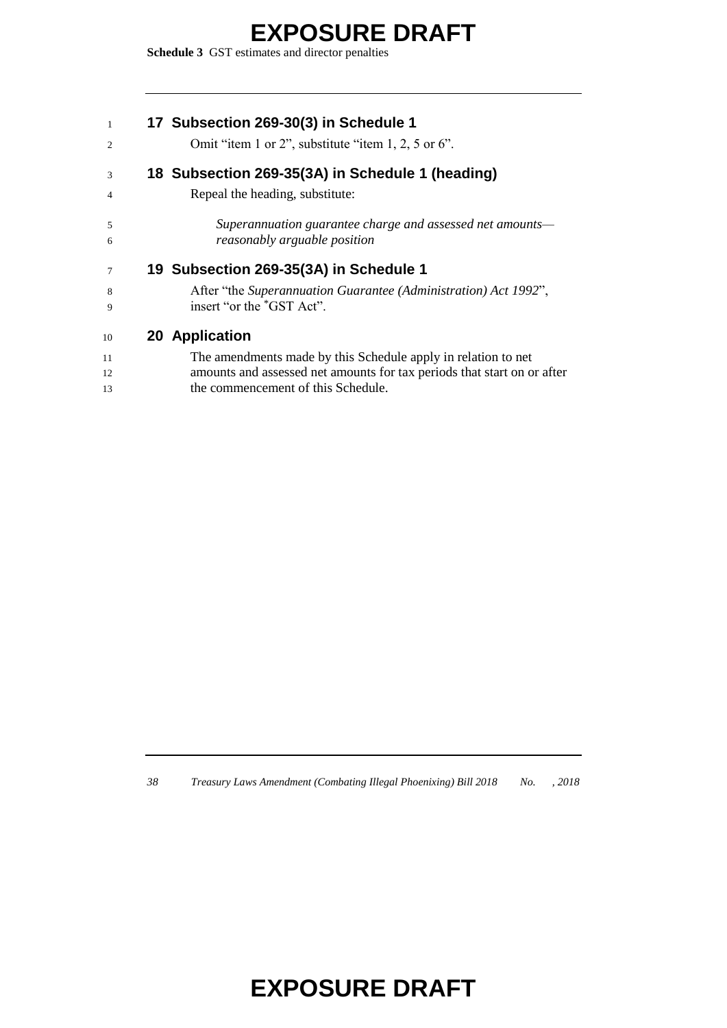## 17 Subsection 269-30(3) in Schedule 1

Omit "item 1 or 2", substitute "item 1, 2, 5 or 6".

## 18 Subsection 269-35(3A) in Schedule 1 (heading)

Repeal the heading, substitute:

*Superannuation guarantee charge and assessed net amounts—reasonably arguable position*

## 19 Subsection 269-35(3A) in Schedule 1

After "the *Superannuation Guarantee (Administration) Act 1992*", insert "or the *GST Act".

## 20 Application

The amendments made by this Schedule apply in relation to net amounts and assessed net amounts for tax periods that start on or after the commencement of this Schedule.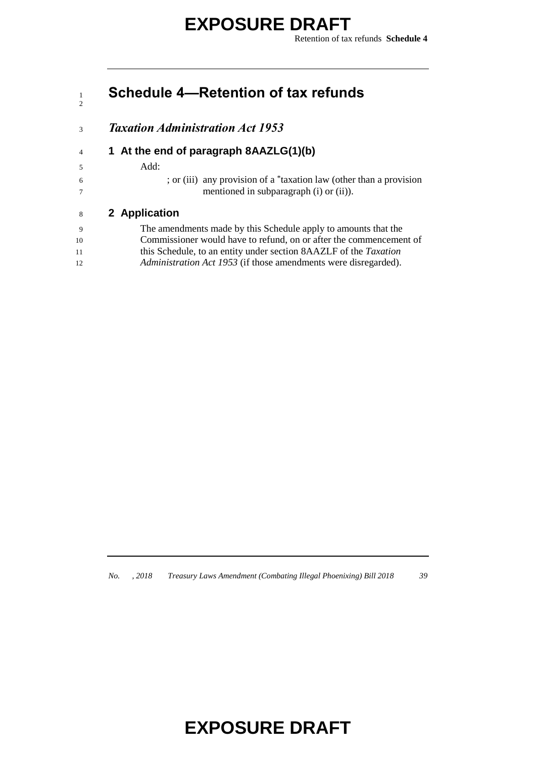# Schedule 4—Retention of tax refunds

## *Taxation Administration Act 1953*

### 1 At the end of paragraph 8AAZLG(1)(b)

Add:

; or (iii) any provision of a *taxation law (other than a provision mentioned in subparagraph (i) or (ii)).

### 2 Application

The amendments made by this Schedule apply to amounts that the Commissioner would have to refund, on or after the commencement of this Schedule, to an entity under section 8AAZLF of the *Taxation Administration Act 1953* (if those amendments were disregarded).